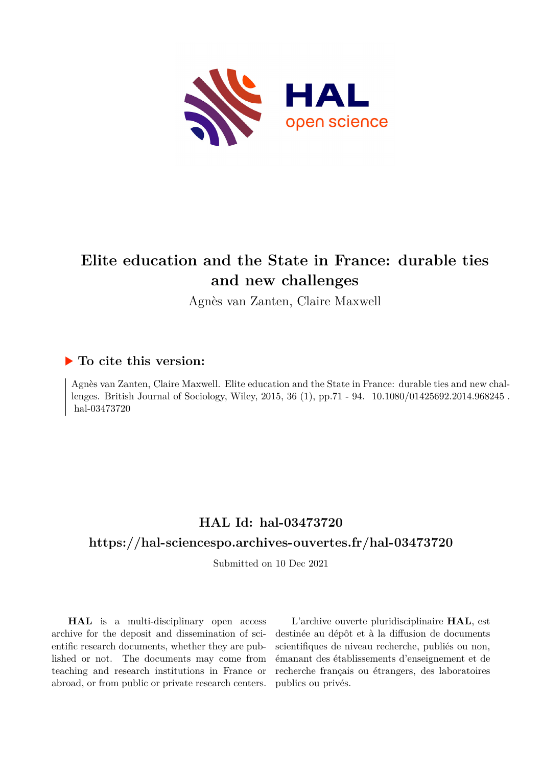# Elite education and the State in France: durable ties and new challenges

Agnès van Zanten, Claire Maxwell

## ▶ To cite this version:

Agnès van Zanten, Claire Maxwell. Elite education and the State in France: durable ties and new challenges. British Journal of Sociology, Wiley, 2015, 36 (1), pp.71 - 94. 10.1080/01425692.2014.968245 . hal-03473720

## HAL Id: hal-03473720

## https://hal-sciencespo.archives-ouvertes.fr/hal-03473720

Submitted on 10 Dec 2021

**HAL** is a multi-disciplinary open access archive for the deposit and dissemination of scientific research documents, whether they are published or not. The documents may come from teaching and research institutions in France or abroad, or from public or private research centers.

L'archive ouverte pluridisciplinaire **HAL**, est destinée au dépôt et à la diffusion de documents scientifiques de niveau recherche, publiés ou non, émanant des établissements d'enseignement et de recherche français ou étrangers, des laboratoires publics ou privés.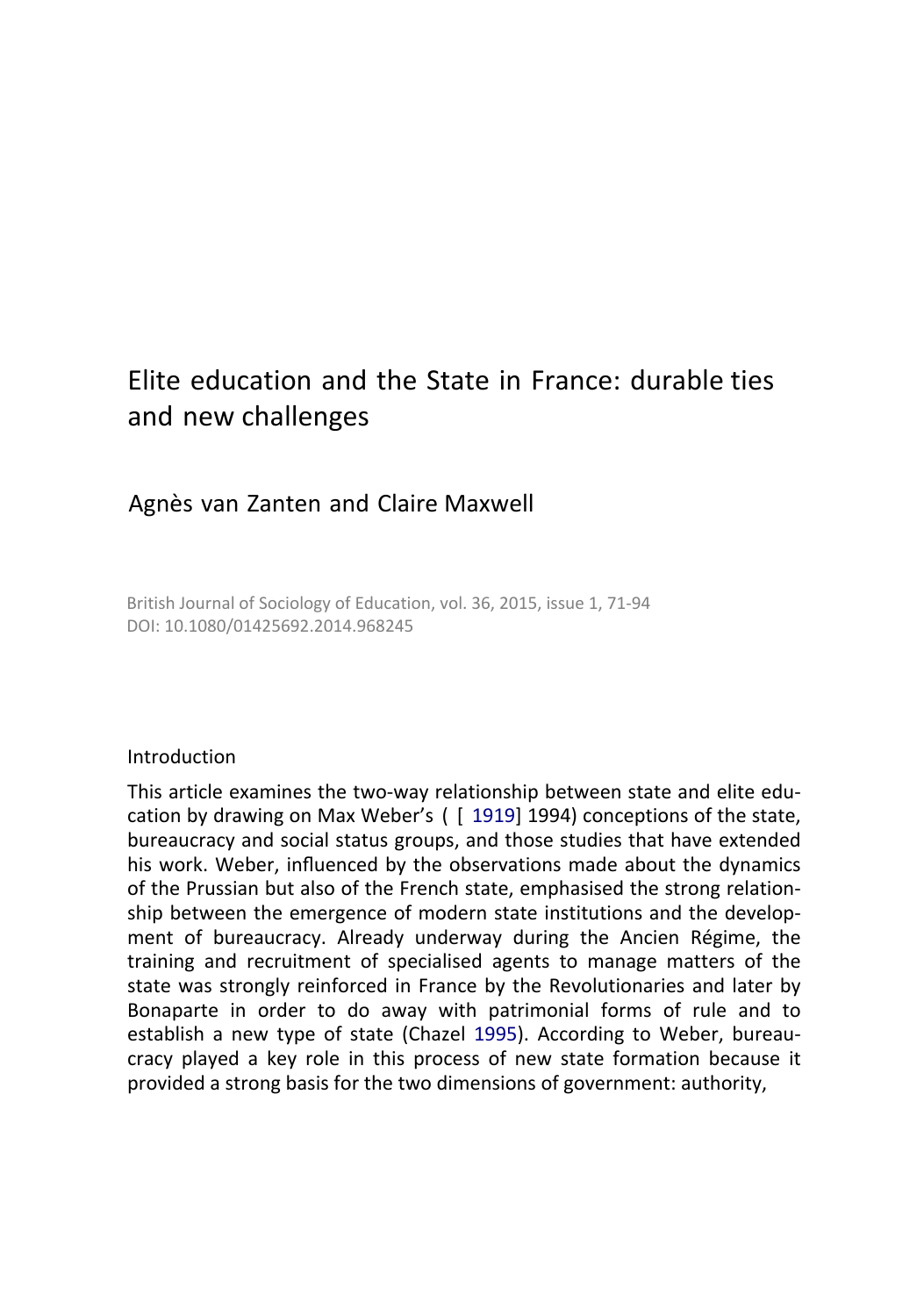# Elite education and the State in France: durable ties and new challenges

## Agnès van Zanten and Claire Maxwell

British Journal of Sociology of Education, vol. 36, 2015, issue 1, 71-94
DOI: 10.1080/01425692.2014.968245

### Introduction

This article examines the two-way relationship between state and elite education by drawing on Max Weber's ( [ 1919] 1994) conceptions of the state, bureaucracy and social status groups, and those studies that have extended his work. Weber, influenced by the observations made about the dynamics of the Prussian but also of the French state, emphasised the strong relationship between the emergence of modern state institutions and the development of bureaucracy. Already underway during the Ancien Régime, the training and recruitment of specialised agents to manage matters of the state was strongly reinforced in France by the Revolutionaries and later by Bonaparte in order to do away with patrimonial forms of rule and to establish a new type of state (Chazel 1995). According to Weber, bureaucracy played a key role in this process of new state formation because it provided a strong basis for the two dimensions of government: authority,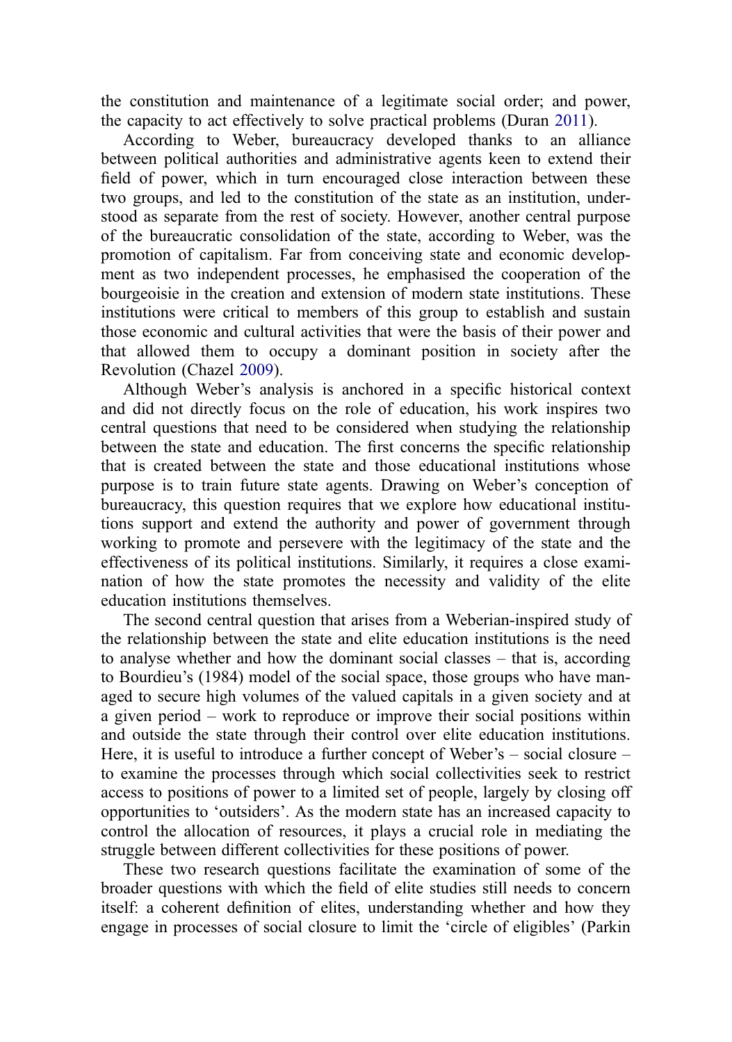the constitution and maintenance of a legitimate social order; and power, the capacity to act effectively to solve practical problems (Duran 2011).

According to Weber, bureaucracy developed thanks to an alliance between political authorities and administrative agents keen to extend their field of power, which in turn encouraged close interaction between these two groups, and led to the constitution of the state as an institution, understood as separate from the rest of society. However, another central purpose of the bureaucratic consolidation of the state, according to Weber, was the promotion of capitalism. Far from conceiving state and economic development as two independent processes, he emphasised the cooperation of the bourgeoisie in the creation and extension of modern state institutions. These institutions were critical to members of this group to establish and sustain those economic and cultural activities that were the basis of their power and that allowed them to occupy a dominant position in society after the Revolution (Chazel 2009).

Although Weber's analysis is anchored in a specific historical context and did not directly focus on the role of education, his work inspires two central questions that need to be considered when studying the relationship between the state and education. The first concerns the specific relationship that is created between the state and those educational institutions whose purpose is to train future state agents. Drawing on Weber's conception of bureaucracy, this question requires that we explore how educational institutions support and extend the authority and power of government through working to promote and persevere with the legitimacy of the state and the effectiveness of its political institutions. Similarly, it requires a close examination of how the state promotes the necessity and validity of the elite education institutions themselves.

The second central question that arises from a Weberian-inspired study of the relationship between the state and elite education institutions is the need to analyse whether and how the dominant social classes – that is, according to Bourdieu's (1984) model of the social space, those groups who have managed to secure high volumes of the valued capitals in a given society and at a given period – work to reproduce or improve their social positions within and outside the state through their control over elite education institutions. Here, it is useful to introduce a further concept of Weber's – social closure – to examine the processes through which social collectivities seek to restrict access to positions of power to a limited set of people, largely by closing off opportunities to 'outsiders'. As the modern state has an increased capacity to control the allocation of resources, it plays a crucial role in mediating the struggle between different collectivities for these positions of power.

These two research questions facilitate the examination of some of the broader questions with which the field of elite studies still needs to concern itself: a coherent definition of elites, understanding whether and how they engage in processes of social closure to limit the 'circle of eligibles' (Parkin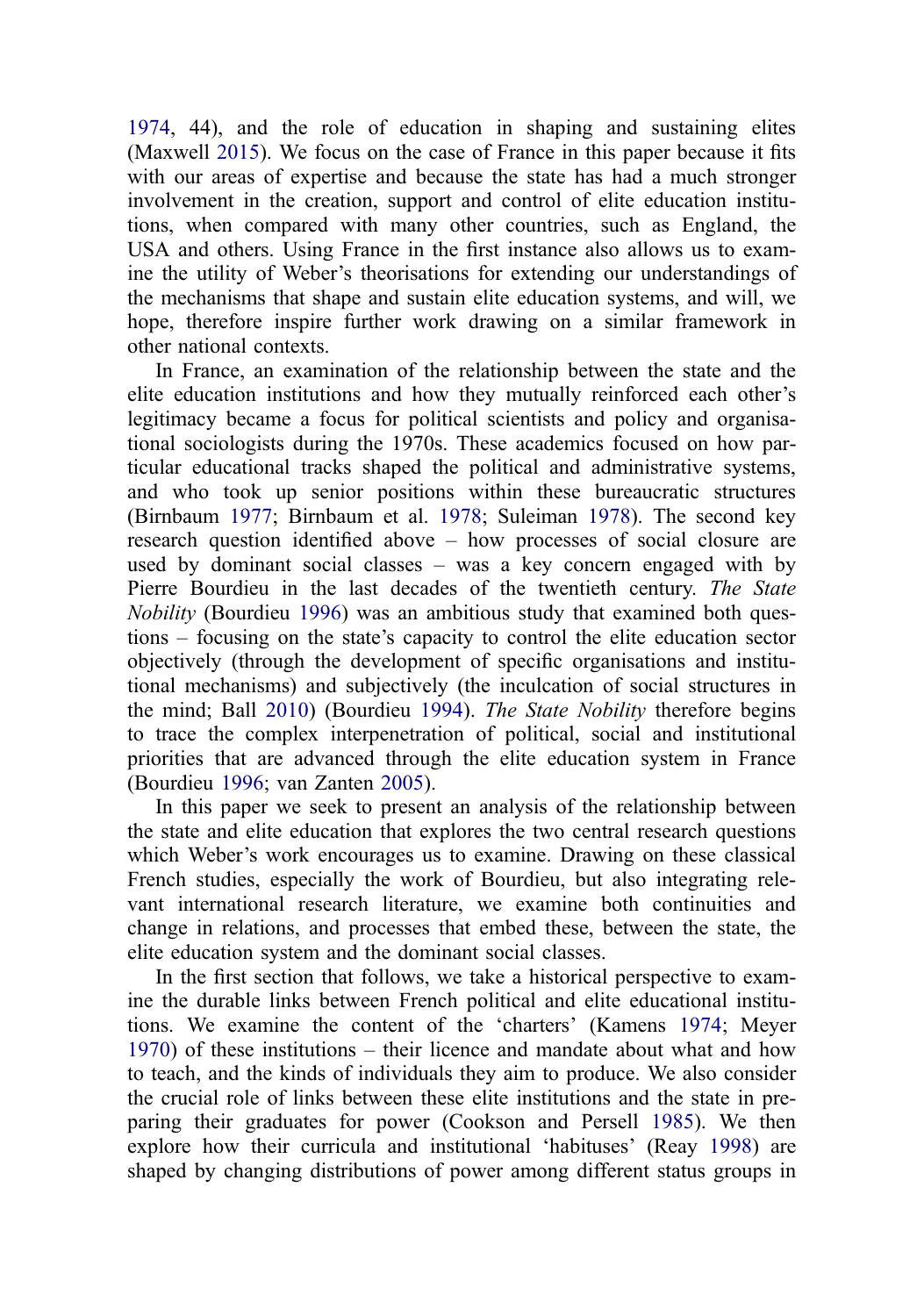1974, 44), and the role of education in shaping and sustaining elites (Maxwell 2015). We focus on the case of France in this paper because it fits with our areas of expertise and because the state has had a much stronger involvement in the creation, support and control of elite education institutions, when compared with many other countries, such as England, the USA and others. Using France in the first instance also allows us to examine the utility of Weber's theorisations for extending our understandings of the mechanisms that shape and sustain elite education systems, and will, we hope, therefore inspire further work drawing on a similar framework in other national contexts.

In France, an examination of the relationship between the state and the elite education institutions and how they mutually reinforced each other's legitimacy became a focus for political scientists and policy and organisational sociologists during the 1970s. These academics focused on how particular educational tracks shaped the political and administrative systems, and who took up senior positions within these bureaucratic structures (Birnbaum 1977; Birnbaum et al. 1978; Suleiman 1978). The second key research question identified above – how processes of social closure are used by dominant social classes – was a key concern engaged with by Pierre Bourdieu in the last decades of the twentieth century. *The State Nobility* (Bourdieu 1996) was an ambitious study that examined both questions – focusing on the state's capacity to control the elite education sector objectively (through the development of specific organisations and institutional mechanisms) and subjectively (the inculcation of social structures in the mind; Ball 2010) (Bourdieu 1994). *The State Nobility* therefore begins to trace the complex interpenetration of political, social and institutional priorities that are advanced through the elite education system in France (Bourdieu 1996; van Zanten 2005).

In this paper we seek to present an analysis of the relationship between the state and elite education that explores the two central research questions which Weber's work encourages us to examine. Drawing on these classical French studies, especially the work of Bourdieu, but also integrating relevant international research literature, we examine both continuities and change in relations, and processes that embed these, between the state, the elite education system and the dominant social classes.

In the first section that follows, we take a historical perspective to examine the durable links between French political and elite educational institutions. We examine the content of the 'charters' (Kamens 1974; Meyer 1970) of these institutions – their licence and mandate about what and how to teach, and the kinds of individuals they aim to produce. We also consider the crucial role of links between these elite institutions and the state in preparing their graduates for power (Cookson and Persell 1985). We then explore how their curricula and institutional 'habituses' (Reay 1998) are shaped by changing distributions of power among different status groups in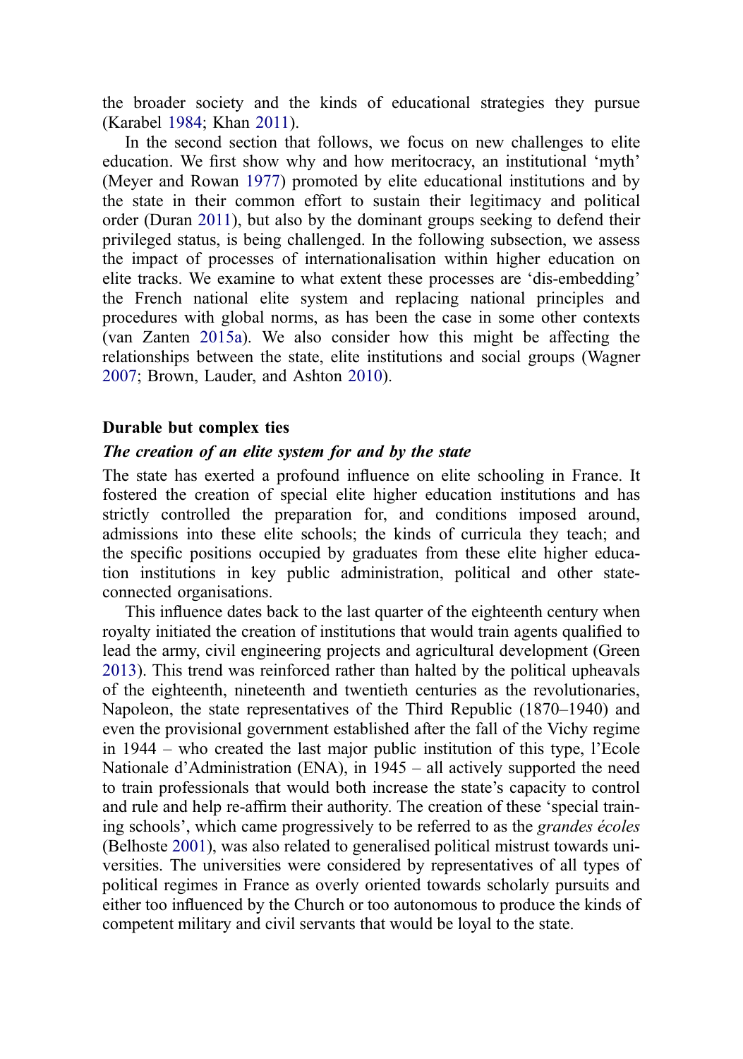the broader society and the kinds of educational strategies they pursue (Karabel 1984; Khan 2011).

In the second section that follows, we focus on new challenges to elite education. We first show why and how meritocracy, an institutional 'myth' (Meyer and Rowan 1977) promoted by elite educational institutions and by the state in their common effort to sustain their legitimacy and political order (Duran 2011), but also by the dominant groups seeking to defend their privileged status, is being challenged. In the following subsection, we assess the impact of processes of internationalisation within higher education on elite tracks. We examine to what extent these processes are 'dis-embedding' the French national elite system and replacing national principles and procedures with global norms, as has been the case in some other contexts (van Zanten 2015a). We also consider how this might be affecting the relationships between the state, elite institutions and social groups (Wagner 2007; Brown, Lauder, and Ashton 2010).

## Durable but complex ties

### *The creation of an elite system for and by the state*

The state has exerted a profound influence on elite schooling in France. It fostered the creation of special elite higher education institutions and has strictly controlled the preparation for, and conditions imposed around, admissions into these elite schools; the kinds of curricula they teach; and the specific positions occupied by graduates from these elite higher education institutions in key public administration, political and other state-connected organisations.

This influence dates back to the last quarter of the eighteenth century when royalty initiated the creation of institutions that would train agents qualified to lead the army, civil engineering projects and agricultural development (Green 2013). This trend was reinforced rather than halted by the political upheavals of the eighteenth, nineteenth and twentieth centuries as the revolutionaries, Napoleon, the state representatives of the Third Republic (1870–1940) and even the provisional government established after the fall of the Vichy regime in 1944 – who created the last major public institution of this type, l'Ecole Nationale d'Administration (ENA), in 1945 – all actively supported the need to train professionals that would both increase the state's capacity to control and rule and help re-affirm their authority. The creation of these 'special training schools', which came progressively to be referred to as the *grandes écoles* (Belhoste 2001), was also related to generalised political mistrust towards universities. The universities were considered by representatives of all types of political regimes in France as overly oriented towards scholarly pursuits and either too influenced by the Church or too autonomous to produce the kinds of competent military and civil servants that would be loyal to the state.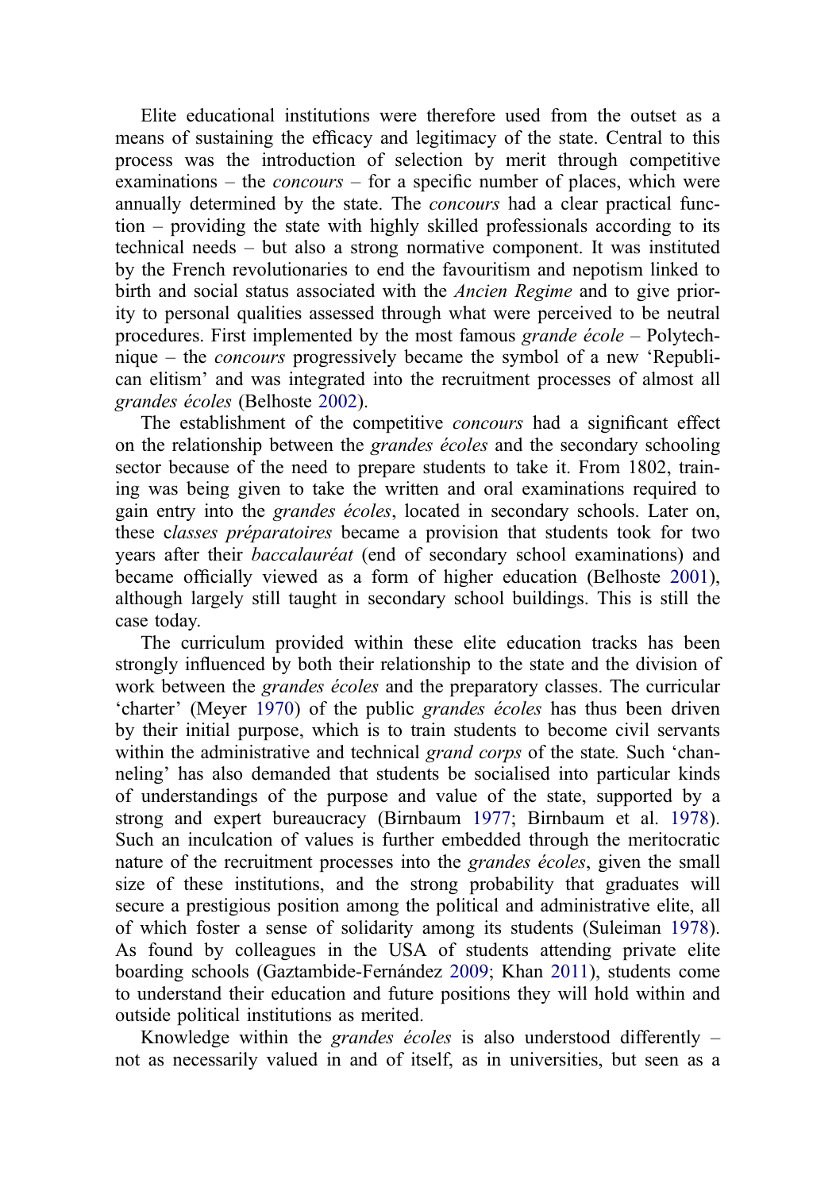Elite educational institutions were therefore used from the outset as a means of sustaining the efficacy and legitimacy of the state. Central to this process was the introduction of selection by merit through competitive examinations – the *concours* – for a specific number of places, which were annually determined by the state. The *concours* had a clear practical function – providing the state with highly skilled professionals according to its technical needs – but also a strong normative component. It was instituted by the French revolutionaries to end the favouritism and nepotism linked to birth and social status associated with the *Ancien Regime* and to give priority to personal qualities assessed through what were perceived to be neutral procedures. First implemented by the most famous *grande école* – Polytechnique – the *concours* progressively became the symbol of a new 'Republican elitism' and was integrated into the recruitment processes of almost all *grandes écoles* (Belhoste 2002).

The establishment of the competitive *concours* had a significant effect on the relationship between the *grandes écoles* and the secondary schooling sector because of the need to prepare students to take it. From 1802, training was being given to take the written and oral examinations required to gain entry into the *grandes écoles*, located in secondary schools. Later on, these c*lasses préparatoires* became a provision that students took for two years after their *baccalauréat* (end of secondary school examinations) and became officially viewed as a form of higher education (Belhoste 2001), although largely still taught in secondary school buildings. This is still the case today.

The curriculum provided within these elite education tracks has been strongly influenced by both their relationship to the state and the division of work between the *grandes écoles* and the preparatory classes. The curricular 'charter' (Meyer 1970) of the public *grandes écoles* has thus been driven by their initial purpose, which is to train students to become civil servants within the administrative and technical *grand corps* of the state. Such 'channeling' has also demanded that students be socialised into particular kinds of understandings of the purpose and value of the state, supported by a strong and expert bureaucracy (Birnbaum 1977; Birnbaum et al. 1978). Such an inculcation of values is further embedded through the meritocratic nature of the recruitment processes into the *grandes écoles*, given the small size of these institutions, and the strong probability that graduates will secure a prestigious position among the political and administrative elite, all of which foster a sense of solidarity among its students (Suleiman 1978). As found by colleagues in the USA of students attending private elite boarding schools (Gaztambide-Fernández 2009; Khan 2011), students come to understand their education and future positions they will hold within and outside political institutions as merited.

Knowledge within the *grandes écoles* is also understood differently – not as necessarily valued in and of itself, as in universities, but seen as a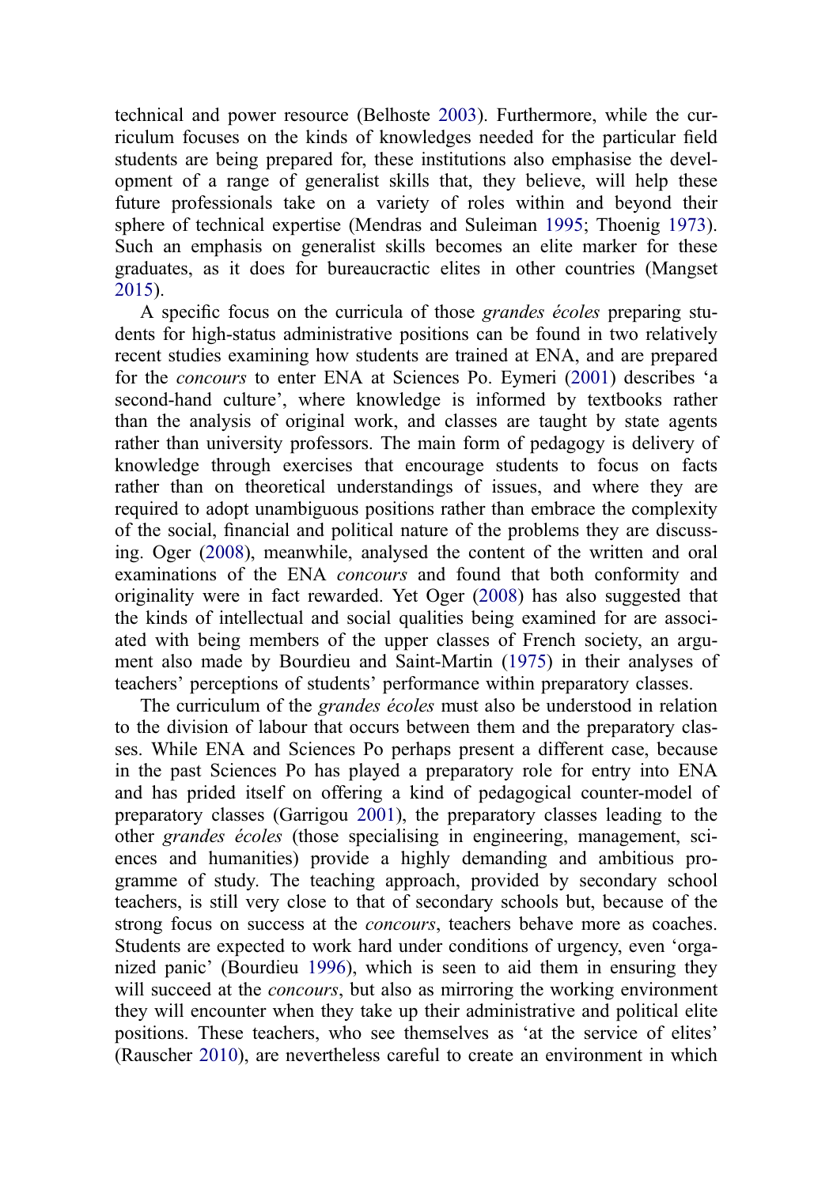technical and power resource (Belhoste 2003). Furthermore, while the curriculum focuses on the kinds of knowledges needed for the particular field students are being prepared for, these institutions also emphasise the development of a range of generalist skills that, they believe, will help these future professionals take on a variety of roles within and beyond their sphere of technical expertise (Mendras and Suleiman 1995; Thoenig 1973). Such an emphasis on generalist skills becomes an elite marker for these graduates, as it does for bureaucractic elites in other countries (Mangset 2015).

A specific focus on the curricula of those *grandes écoles* preparing students for high-status administrative positions can be found in two relatively recent studies examining how students are trained at ENA, and are prepared for the *concours* to enter ENA at Sciences Po. Eymeri (2001) describes 'a second-hand culture', where knowledge is informed by textbooks rather than the analysis of original work, and classes are taught by state agents rather than university professors. The main form of pedagogy is delivery of knowledge through exercises that encourage students to focus on facts rather than on theoretical understandings of issues, and where they are required to adopt unambiguous positions rather than embrace the complexity of the social, financial and political nature of the problems they are discussing. Oger (2008), meanwhile, analysed the content of the written and oral examinations of the ENA *concours* and found that both conformity and originality were in fact rewarded. Yet Oger (2008) has also suggested that the kinds of intellectual and social qualities being examined for are associated with being members of the upper classes of French society, an argument also made by Bourdieu and Saint-Martin (1975) in their analyses of teachers' perceptions of students' performance within preparatory classes.

The curriculum of the *grandes écoles* must also be understood in relation to the division of labour that occurs between them and the preparatory classes. While ENA and Sciences Po perhaps present a different case, because in the past Sciences Po has played a preparatory role for entry into ENA and has prided itself on offering a kind of pedagogical counter-model of preparatory classes (Garrigou 2001), the preparatory classes leading to the other *grandes écoles* (those specialising in engineering, management, sciences and humanities) provide a highly demanding and ambitious programme of study. The teaching approach, provided by secondary school teachers, is still very close to that of secondary schools but, because of the strong focus on success at the *concours*, teachers behave more as coaches. Students are expected to work hard under conditions of urgency, even 'organized panic' (Bourdieu 1996), which is seen to aid them in ensuring they will succeed at the *concours*, but also as mirroring the working environment they will encounter when they take up their administrative and political elite positions. These teachers, who see themselves as 'at the service of elites' (Rauscher 2010), are nevertheless careful to create an environment in which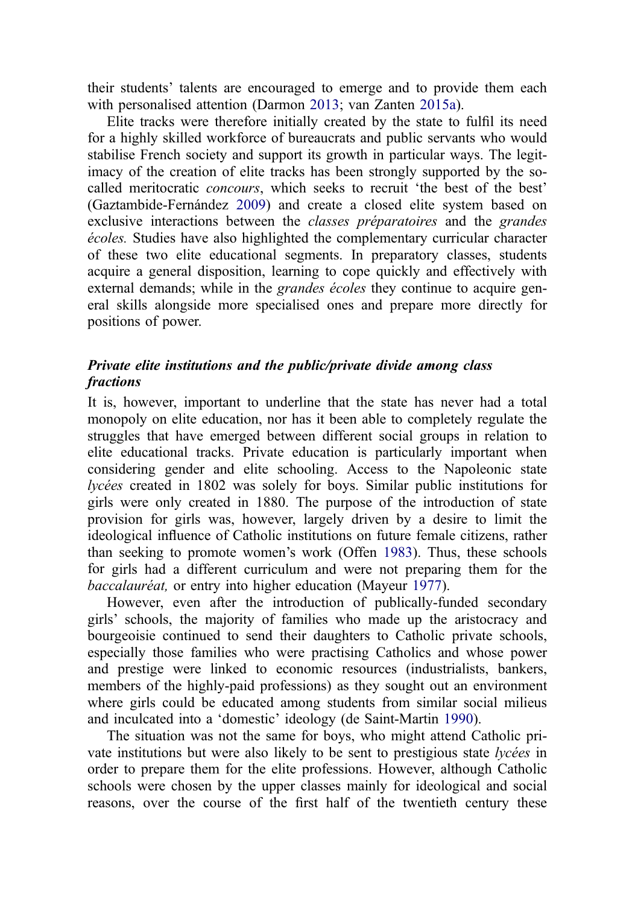their students' talents are encouraged to emerge and to provide them each with personalised attention (Darmon 2013; van Zanten 2015a).

Elite tracks were therefore initially created by the state to fulfil its need for a highly skilled workforce of bureaucrats and public servants who would stabilise French society and support its growth in particular ways. The legitimacy of the creation of elite tracks has been strongly supported by the so-called meritocratic *concours*, which seeks to recruit 'the best of the best' (Gaztambide-Fernández 2009) and create a closed elite system based on exclusive interactions between the *classes préparatoires* and the *grandes écoles.* Studies have also highlighted the complementary curricular character of these two elite educational segments. In preparatory classes, students acquire a general disposition, learning to cope quickly and effectively with external demands; while in the *grandes écoles* they continue to acquire general skills alongside more specialised ones and prepare more directly for positions of power.

### *Private elite institutions and the public/private divide among class fractions*

It is, however, important to underline that the state has never had a total monopoly on elite education, nor has it been able to completely regulate the struggles that have emerged between different social groups in relation to elite educational tracks. Private education is particularly important when considering gender and elite schooling. Access to the Napoleonic state *lycées* created in 1802 was solely for boys. Similar public institutions for girls were only created in 1880. The purpose of the introduction of state provision for girls was, however, largely driven by a desire to limit the ideological influence of Catholic institutions on future female citizens, rather than seeking to promote women's work (Offen 1983). Thus, these schools for girls had a different curriculum and were not preparing them for the *baccalauréat,* or entry into higher education (Mayeur 1977).

However, even after the introduction of publically-funded secondary girls' schools, the majority of families who made up the aristocracy and bourgeoisie continued to send their daughters to Catholic private schools, especially those families who were practising Catholics and whose power and prestige were linked to economic resources (industrialists, bankers, members of the highly-paid professions) as they sought out an environment where girls could be educated among students from similar social milieus and inculcated into a 'domestic' ideology (de Saint-Martin 1990).

The situation was not the same for boys, who might attend Catholic private institutions but were also likely to be sent to prestigious state *lycées* in order to prepare them for the elite professions. However, although Catholic schools were chosen by the upper classes mainly for ideological and social reasons, over the course of the first half of the twentieth century these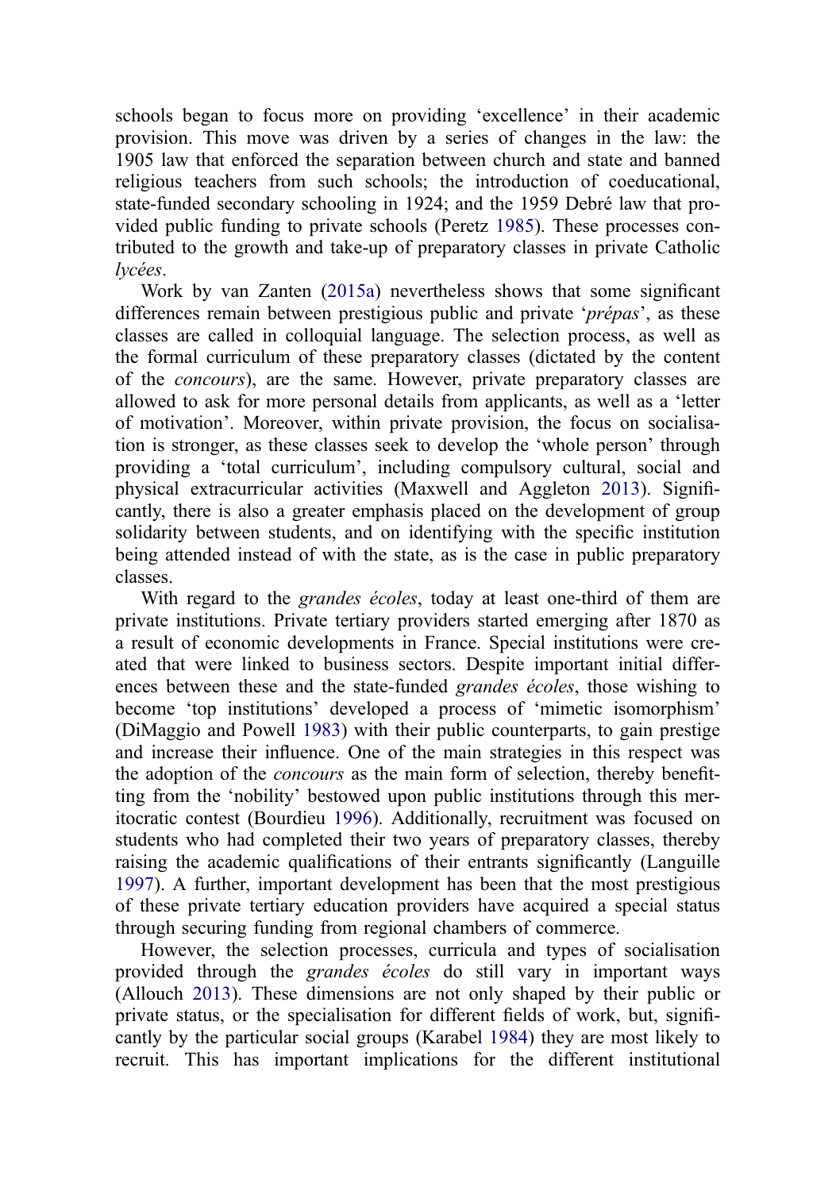schools began to focus more on providing ‘excellence’ in their academic provision. This move was driven by a series of changes in the law: the 1905 law that enforced the separation between church and state and banned religious teachers from such schools; the introduction of coeducational, state-funded secondary schooling in 1924; and the 1959 Debré law that provided public funding to private schools (Peretz 1985). These processes contributed to the growth and take-up of preparatory classes in private Catholic *lycées*.

Work by van Zanten (2015a) nevertheless shows that some significant differences remain between prestigious public and private ‘*prépas*’, as these classes are called in colloquial language. The selection process, as well as the formal curriculum of these preparatory classes (dictated by the content of the *concours*), are the same. However, private preparatory classes are allowed to ask for more personal details from applicants, as well as a ‘letter of motivation’. Moreover, within private provision, the focus on socialisation is stronger, as these classes seek to develop the ‘whole person’ through providing a ‘total curriculum’, including compulsory cultural, social and physical extracurricular activities (Maxwell and Aggleton 2013). Significantly, there is also a greater emphasis placed on the development of group solidarity between students, and on identifying with the specific institution being attended instead of with the state, as is the case in public preparatory classes.

With regard to the *grandes écoles*, today at least one-third of them are private institutions. Private tertiary providers started emerging after 1870 as a result of economic developments in France. Special institutions were created that were linked to business sectors. Despite important initial differences between these and the state-funded *grandes écoles*, those wishing to become ‘top institutions’ developed a process of ‘mimetic isomorphism’ (DiMaggio and Powell 1983) with their public counterparts, to gain prestige and increase their influence. One of the main strategies in this respect was the adoption of the *concours* as the main form of selection, thereby benefitting from the ‘nobility’ bestowed upon public institutions through this meritocratic contest (Bourdieu 1996). Additionally, recruitment was focused on students who had completed their two years of preparatory classes, thereby raising the academic qualifications of their entrants significantly (Languille 1997). A further, important development has been that the most prestigious of these private tertiary education providers have acquired a special status through securing funding from regional chambers of commerce.

However, the selection processes, curricula and types of socialisation provided through the *grandes écoles* do still vary in important ways (Allouch 2013). These dimensions are not only shaped by their public or private status, or the specialisation for different fields of work, but, significantly by the particular social groups (Karabel 1984) they are most likely to recruit. This has important implications for the different institutional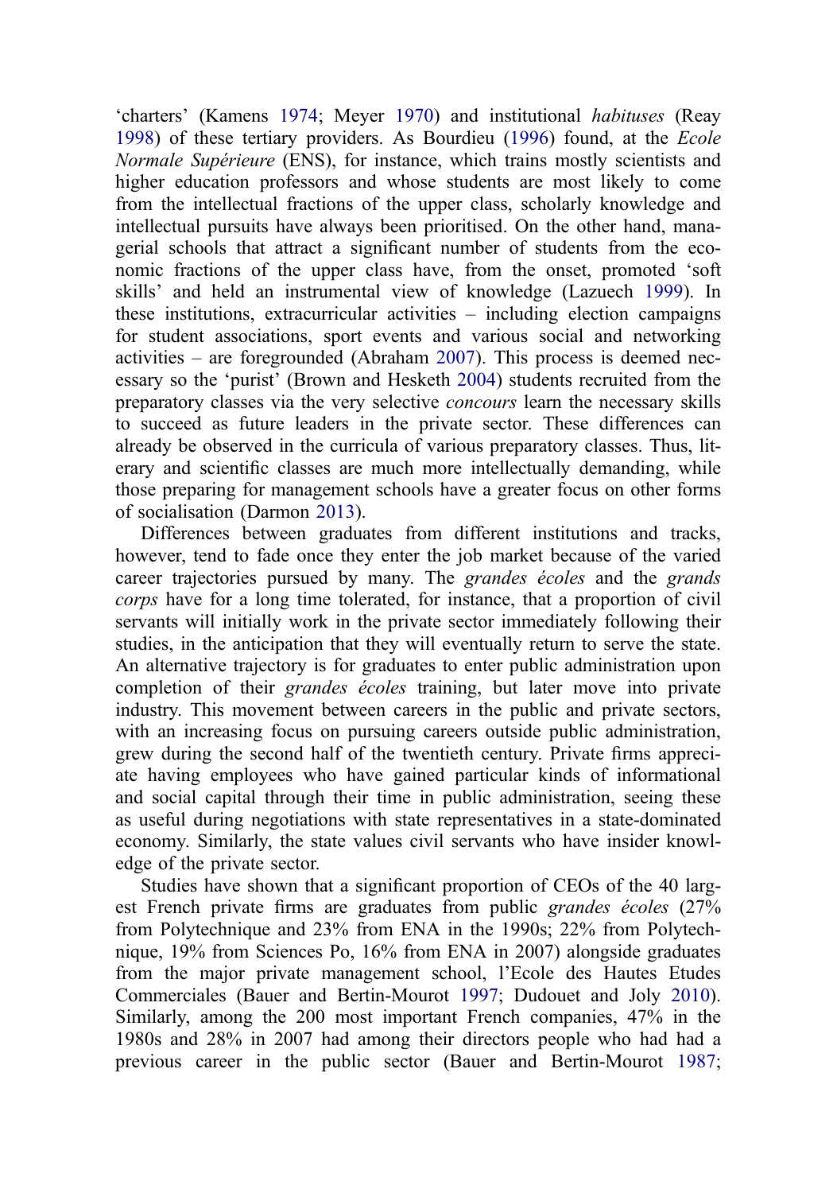'charters' (Kamens 1974; Meyer 1970) and institutional *habituses* (Reay 1998) of these tertiary providers. As Bourdieu (1996) found, at the *Ecole Normale Supérieure* (ENS), for instance, which trains mostly scientists and higher education professors and whose students are most likely to come from the intellectual fractions of the upper class, scholarly knowledge and intellectual pursuits have always been prioritised. On the other hand, managerial schools that attract a significant number of students from the economic fractions of the upper class have, from the onset, promoted 'soft skills' and held an instrumental view of knowledge (Lazuech 1999). In these institutions, extracurricular activities – including election campaigns for student associations, sport events and various social and networking activities – are foregrounded (Abraham 2007). This process is deemed necessary so the 'purist' (Brown and Hesketh 2004) students recruited from the preparatory classes via the very selective *concours* learn the necessary skills to succeed as future leaders in the private sector. These differences can already be observed in the curricula of various preparatory classes. Thus, literary and scientific classes are much more intellectually demanding, while those preparing for management schools have a greater focus on other forms of socialisation (Darmon 2013).

Differences between graduates from different institutions and tracks, however, tend to fade once they enter the job market because of the varied career trajectories pursued by many. The *grandes écoles* and the *grands corps* have for a long time tolerated, for instance, that a proportion of civil servants will initially work in the private sector immediately following their studies, in the anticipation that they will eventually return to serve the state. An alternative trajectory is for graduates to enter public administration upon completion of their *grandes écoles* training, but later move into private industry. This movement between careers in the public and private sectors, with an increasing focus on pursuing careers outside public administration, grew during the second half of the twentieth century. Private firms appreciate having employees who have gained particular kinds of informational and social capital through their time in public administration, seeing these as useful during negotiations with state representatives in a state-dominated economy. Similarly, the state values civil servants who have insider knowledge of the private sector.

Studies have shown that a significant proportion of CEOs of the 40 largest French private firms are graduates from public *grandes écoles* (27% from Polytechnique and 23% from ENA in the 1990s; 22% from Polytechnique, 19% from Sciences Po, 16% from ENA in 2007) alongside graduates from the major private management school, l'Ecole des Hautes Etudes Commerciales (Bauer and Bertin-Mourot 1997; Dudouet and Joly 2010). Similarly, among the 200 most important French companies, 47% in the 1980s and 28% in 2007 had among their directors people who had had a previous career in the public sector (Bauer and Bertin-Mourot 1987;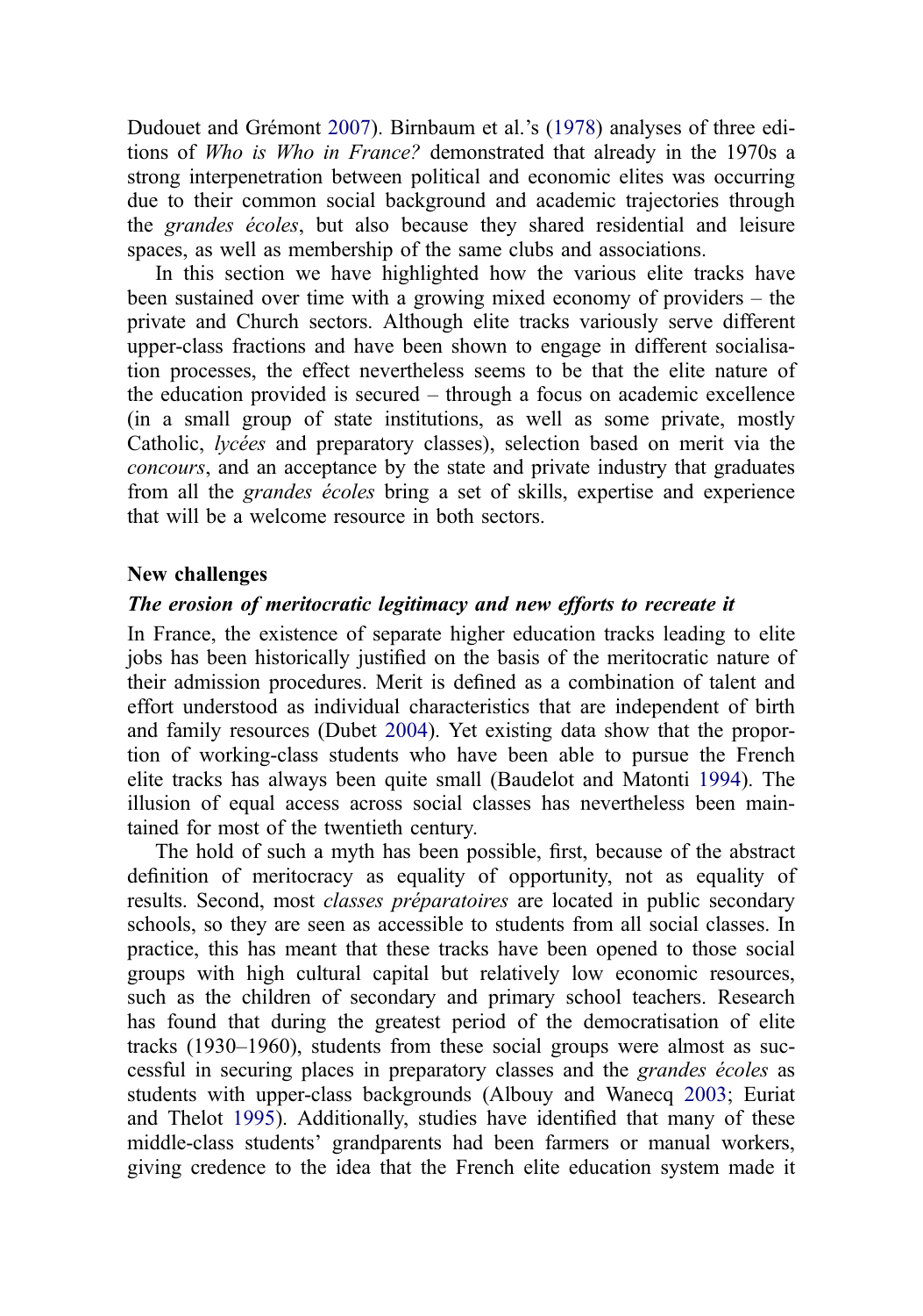Dudouet and Grémont 2007). Birnbaum et al.'s (1978) analyses of three editions of *Who is Who in France?* demonstrated that already in the 1970s a strong interpenetration between political and economic elites was occurring due to their common social background and academic trajectories through the *grandes écoles*, but also because they shared residential and leisure spaces, as well as membership of the same clubs and associations.

In this section we have highlighted how the various elite tracks have been sustained over time with a growing mixed economy of providers – the private and Church sectors. Although elite tracks variously serve different upper-class fractions and have been shown to engage in different socialisation processes, the effect nevertheless seems to be that the elite nature of the education provided is secured – through a focus on academic excellence (in a small group of state institutions, as well as some private, mostly Catholic, *lycées* and preparatory classes), selection based on merit via the *concours*, and an acceptance by the state and private industry that graduates from all the *grandes écoles* bring a set of skills, expertise and experience that will be a welcome resource in both sectors.

## New challenges

### *The erosion of meritocratic legitimacy and new efforts to recreate it*

In France, the existence of separate higher education tracks leading to elite jobs has been historically justified on the basis of the meritocratic nature of their admission procedures. Merit is defined as a combination of talent and effort understood as individual characteristics that are independent of birth and family resources (Dubet 2004). Yet existing data show that the proportion of working-class students who have been able to pursue the French elite tracks has always been quite small (Baudelot and Matonti 1994). The illusion of equal access across social classes has nevertheless been maintained for most of the twentieth century.

The hold of such a myth has been possible, first, because of the abstract definition of meritocracy as equality of opportunity, not as equality of results. Second, most *classes préparatoires* are located in public secondary schools, so they are seen as accessible to students from all social classes. In practice, this has meant that these tracks have been opened to those social groups with high cultural capital but relatively low economic resources, such as the children of secondary and primary school teachers. Research has found that during the greatest period of the democratisation of elite tracks (1930–1960), students from these social groups were almost as successful in securing places in preparatory classes and the *grandes écoles* as students with upper-class backgrounds (Albouy and Wanecq 2003; Euriat and Thelot 1995). Additionally, studies have identified that many of these middle-class students' grandparents had been farmers or manual workers, giving credence to the idea that the French elite education system made it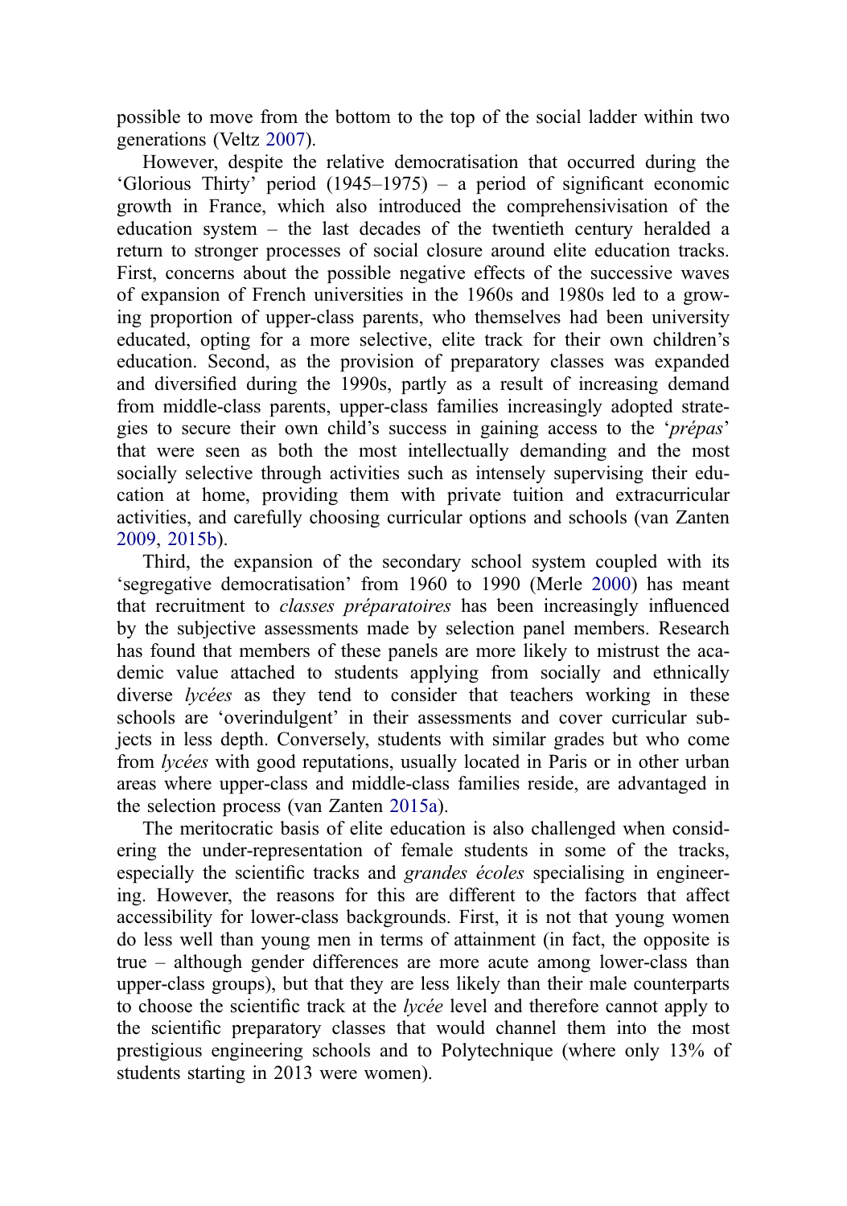possible to move from the bottom to the top of the social ladder within two generations (Veltz 2007).

However, despite the relative democratisation that occurred during the 'Glorious Thirty' period (1945–1975) – a period of significant economic growth in France, which also introduced the comprehensivisation of the education system – the last decades of the twentieth century heralded a return to stronger processes of social closure around elite education tracks. First, concerns about the possible negative effects of the successive waves of expansion of French universities in the 1960s and 1980s led to a growing proportion of upper-class parents, who themselves had been university educated, opting for a more selective, elite track for their own children's education. Second, as the provision of preparatory classes was expanded and diversified during the 1990s, partly as a result of increasing demand from middle-class parents, upper-class families increasingly adopted strategies to secure their own child's success in gaining access to the '*prépas*' that were seen as both the most intellectually demanding and the most socially selective through activities such as intensely supervising their education at home, providing them with private tuition and extracurricular activities, and carefully choosing curricular options and schools (van Zanten 2009, 2015b).

Third, the expansion of the secondary school system coupled with its 'segregative democratisation' from 1960 to 1990 (Merle 2000) has meant that recruitment to *classes préparatoires* has been increasingly influenced by the subjective assessments made by selection panel members. Research has found that members of these panels are more likely to mistrust the academic value attached to students applying from socially and ethnically diverse *lycées* as they tend to consider that teachers working in these schools are 'overindulgent' in their assessments and cover curricular subjects in less depth. Conversely, students with similar grades but who come from *lycées* with good reputations, usually located in Paris or in other urban areas where upper-class and middle-class families reside, are advantaged in the selection process (van Zanten 2015a).

The meritocratic basis of elite education is also challenged when considering the under-representation of female students in some of the tracks, especially the scientific tracks and *grandes écoles* specialising in engineering. However, the reasons for this are different to the factors that affect accessibility for lower-class backgrounds. First, it is not that young women do less well than young men in terms of attainment (in fact, the opposite is true – although gender differences are more acute among lower-class than upper-class groups), but that they are less likely than their male counterparts to choose the scientific track at the *lycée* level and therefore cannot apply to the scientific preparatory classes that would channel them into the most prestigious engineering schools and to Polytechnique (where only 13% of students starting in 2013 were women).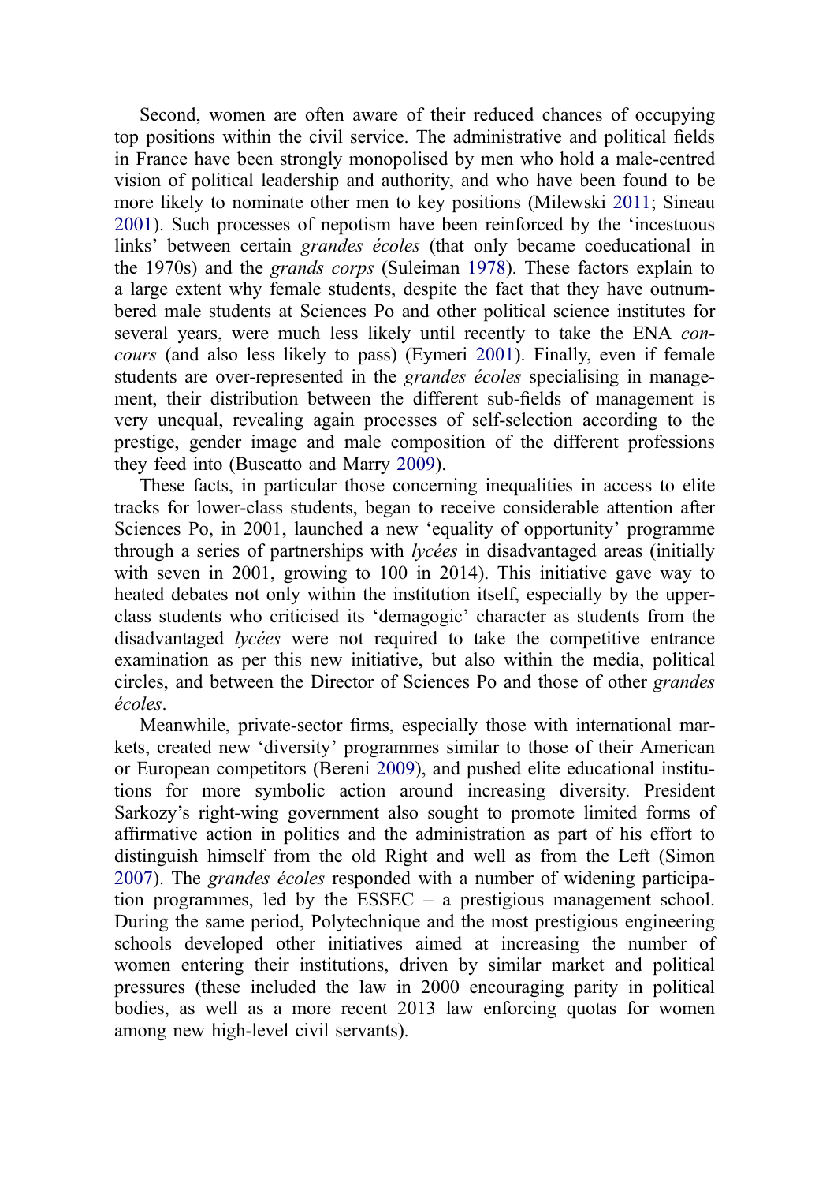Second, women are often aware of their reduced chances of occupying top positions within the civil service. The administrative and political fields in France have been strongly monopolised by men who hold a male-centred vision of political leadership and authority, and who have been found to be more likely to nominate other men to key positions (Milewski 2011; Sineau 2001). Such processes of nepotism have been reinforced by the 'incestuous links' between certain *grandes écoles* (that only became coeducational in the 1970s) and the *grands corps* (Suleiman 1978). These factors explain to a large extent why female students, despite the fact that they have outnumbered male students at Sciences Po and other political science institutes for several years, were much less likely until recently to take the ENA *concours* (and also less likely to pass) (Eymeri 2001). Finally, even if female students are over-represented in the *grandes écoles* specialising in management, their distribution between the different sub-fields of management is very unequal, revealing again processes of self-selection according to the prestige, gender image and male composition of the different professions they feed into (Buscatto and Marry 2009).

These facts, in particular those concerning inequalities in access to elite tracks for lower-class students, began to receive considerable attention after Sciences Po, in 2001, launched a new 'equality of opportunity' programme through a series of partnerships with *lycées* in disadvantaged areas (initially with seven in 2001, growing to 100 in 2014). This initiative gave way to heated debates not only within the institution itself, especially by the upper-class students who criticised its 'demagogic' character as students from the disadvantaged *lycées* were not required to take the competitive entrance examination as per this new initiative, but also within the media, political circles, and between the Director of Sciences Po and those of other *grandes écoles*.

Meanwhile, private-sector firms, especially those with international markets, created new 'diversity' programmes similar to those of their American or European competitors (Bereni 2009), and pushed elite educational institutions for more symbolic action around increasing diversity. President Sarkozy's right-wing government also sought to promote limited forms of affirmative action in politics and the administration as part of his effort to distinguish himself from the old Right and well as from the Left (Simon 2007). The *grandes écoles* responded with a number of widening participation programmes, led by the ESSEC – a prestigious management school. During the same period, Polytechnique and the most prestigious engineering schools developed other initiatives aimed at increasing the number of women entering their institutions, driven by similar market and political pressures (these included the law in 2000 encouraging parity in political bodies, as well as a more recent 2013 law enforcing quotas for women among new high-level civil servants).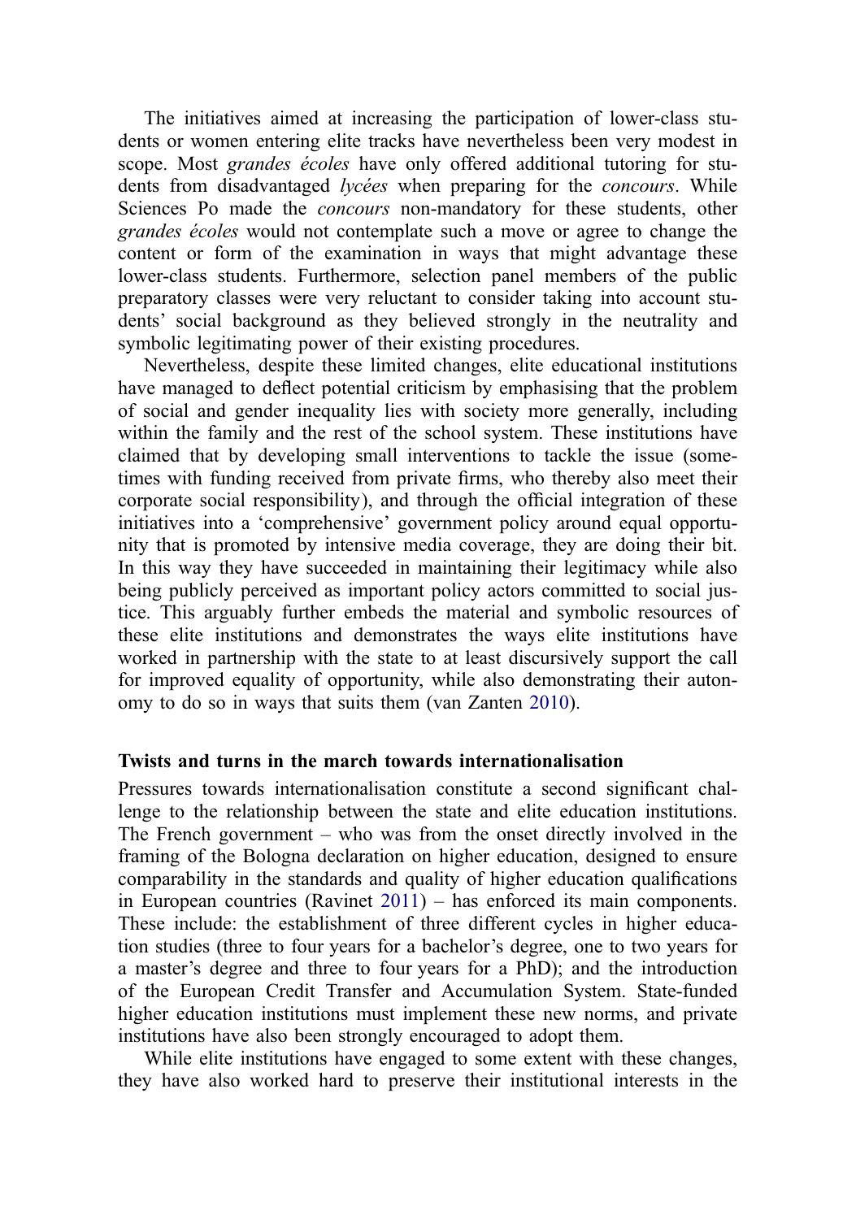The initiatives aimed at increasing the participation of lower-class students or women entering elite tracks have nevertheless been very modest in scope. Most *grandes écoles* have only offered additional tutoring for students from disadvantaged *lycées* when preparing for the *concours*. While Sciences Po made the *concours* non-mandatory for these students, other *grandes écoles* would not contemplate such a move or agree to change the content or form of the examination in ways that might advantage these lower-class students. Furthermore, selection panel members of the public preparatory classes were very reluctant to consider taking into account students' social background as they believed strongly in the neutrality and symbolic legitimating power of their existing procedures.

Nevertheless, despite these limited changes, elite educational institutions have managed to deflect potential criticism by emphasising that the problem of social and gender inequality lies with society more generally, including within the family and the rest of the school system. These institutions have claimed that by developing small interventions to tackle the issue (sometimes with funding received from private firms, who thereby also meet their corporate social responsibility), and through the official integration of these initiatives into a 'comprehensive' government policy around equal opportunity that is promoted by intensive media coverage, they are doing their bit. In this way they have succeeded in maintaining their legitimacy while also being publicly perceived as important policy actors committed to social justice. This arguably further embeds the material and symbolic resources of these elite institutions and demonstrates the ways elite institutions have worked in partnership with the state to at least discursively support the call for improved equality of opportunity, while also demonstrating their autonomy to do so in ways that suits them (van Zanten 2010).

### Twists and turns in the march towards internationalisation

Pressures towards internationalisation constitute a second significant challenge to the relationship between the state and elite education institutions. The French government – who was from the onset directly involved in the framing of the Bologna declaration on higher education, designed to ensure comparability in the standards and quality of higher education qualifications in European countries (Ravinet 2011) – has enforced its main components. These include: the establishment of three different cycles in higher education studies (three to four years for a bachelor's degree, one to two years for a master's degree and three to four years for a PhD); and the introduction of the European Credit Transfer and Accumulation System. State-funded higher education institutions must implement these new norms, and private institutions have also been strongly encouraged to adopt them.

While elite institutions have engaged to some extent with these changes, they have also worked hard to preserve their institutional interests in the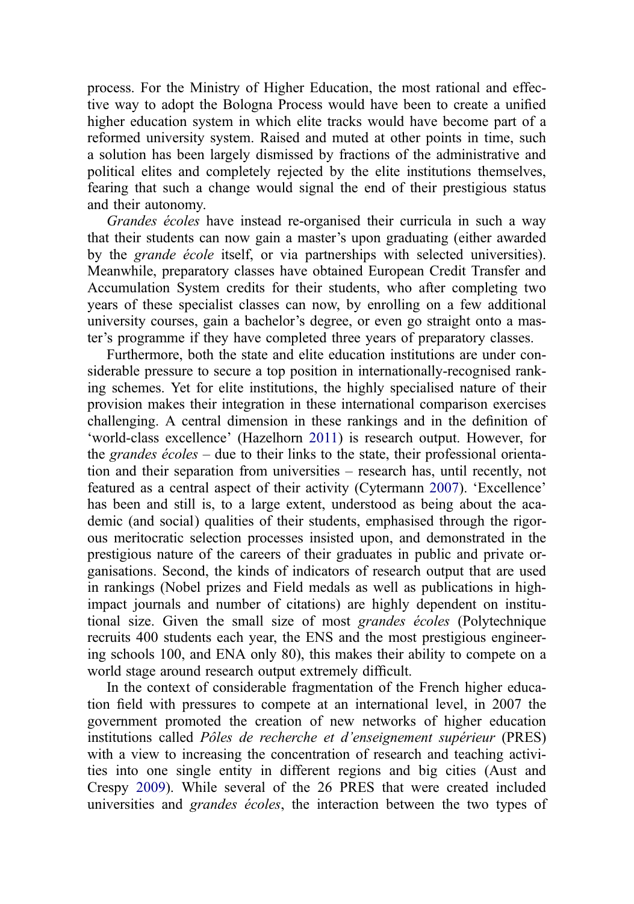process. For the Ministry of Higher Education, the most rational and effective way to adopt the Bologna Process would have been to create a unified higher education system in which elite tracks would have become part of a reformed university system. Raised and muted at other points in time, such a solution has been largely dismissed by fractions of the administrative and political elites and completely rejected by the elite institutions themselves, fearing that such a change would signal the end of their prestigious status and their autonomy.

*Grandes écoles* have instead re-organised their curricula in such a way that their students can now gain a master's upon graduating (either awarded by the *grande école* itself, or via partnerships with selected universities). Meanwhile, preparatory classes have obtained European Credit Transfer and Accumulation System credits for their students, who after completing two years of these specialist classes can now, by enrolling on a few additional university courses, gain a bachelor's degree, or even go straight onto a master's programme if they have completed three years of preparatory classes.

Furthermore, both the state and elite education institutions are under considerable pressure to secure a top position in internationally-recognised ranking schemes. Yet for elite institutions, the highly specialised nature of their provision makes their integration in these international comparison exercises challenging. A central dimension in these rankings and in the definition of 'world-class excellence' (Hazelhorn 2011) is research output. However, for the *grandes écoles* – due to their links to the state, their professional orientation and their separation from universities – research has, until recently, not featured as a central aspect of their activity (Cytermann 2007). 'Excellence' has been and still is, to a large extent, understood as being about the academic (and social) qualities of their students, emphasised through the rigorous meritocratic selection processes insisted upon, and demonstrated in the prestigious nature of the careers of their graduates in public and private organisations. Second, the kinds of indicators of research output that are used in rankings (Nobel prizes and Field medals as well as publications in high-impact journals and number of citations) are highly dependent on institutional size. Given the small size of most *grandes écoles* (Polytechnique recruits 400 students each year, the ENS and the most prestigious engineering schools 100, and ENA only 80), this makes their ability to compete on a world stage around research output extremely difficult.

In the context of considerable fragmentation of the French higher education field with pressures to compete at an international level, in 2007 the government promoted the creation of new networks of higher education institutions called *Pôles de recherche et d'enseignement supérieur* (PRES) with a view to increasing the concentration of research and teaching activities into one single entity in different regions and big cities (Aust and Crespy 2009). While several of the 26 PRES that were created included universities and *grandes écoles*, the interaction between the two types of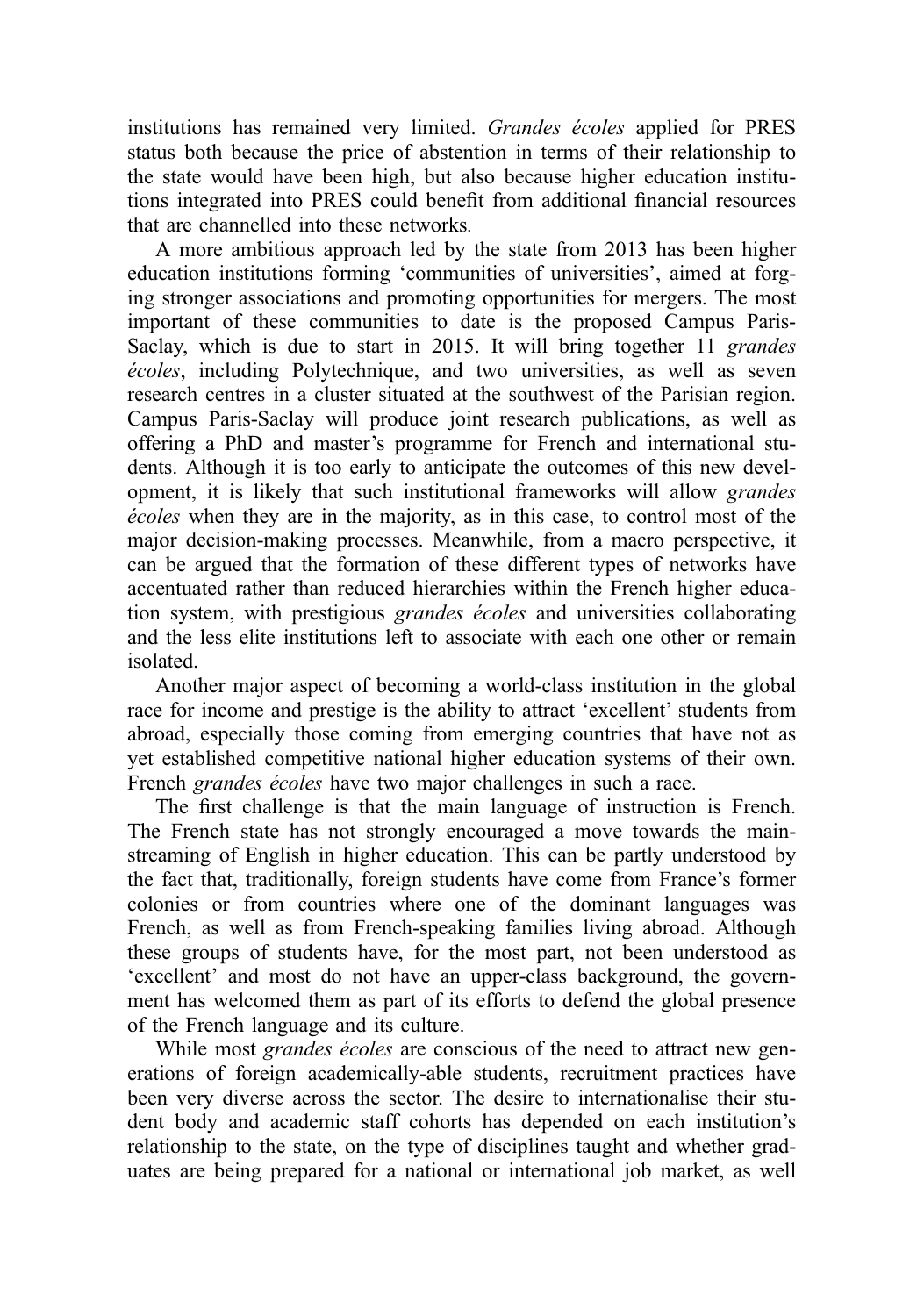institutions has remained very limited. *Grandes écoles* applied for PRES status both because the price of abstention in terms of their relationship to the state would have been high, but also because higher education institutions integrated into PRES could benefit from additional financial resources that are channelled into these networks.

A more ambitious approach led by the state from 2013 has been higher education institutions forming 'communities of universities', aimed at forging stronger associations and promoting opportunities for mergers. The most important of these communities to date is the proposed Campus Paris-Saclay, which is due to start in 2015. It will bring together 11 *grandes écoles*, including Polytechnique, and two universities, as well as seven research centres in a cluster situated at the southwest of the Parisian region. Campus Paris-Saclay will produce joint research publications, as well as offering a PhD and master's programme for French and international students. Although it is too early to anticipate the outcomes of this new development, it is likely that such institutional frameworks will allow *grandes écoles* when they are in the majority, as in this case, to control most of the major decision-making processes. Meanwhile, from a macro perspective, it can be argued that the formation of these different types of networks have accentuated rather than reduced hierarchies within the French higher education system, with prestigious *grandes écoles* and universities collaborating and the less elite institutions left to associate with each one other or remain isolated.

Another major aspect of becoming a world-class institution in the global race for income and prestige is the ability to attract 'excellent' students from abroad, especially those coming from emerging countries that have not as yet established competitive national higher education systems of their own. French *grandes écoles* have two major challenges in such a race.

The first challenge is that the main language of instruction is French. The French state has not strongly encouraged a move towards the mainstreaming of English in higher education. This can be partly understood by the fact that, traditionally, foreign students have come from France's former colonies or from countries where one of the dominant languages was French, as well as from French-speaking families living abroad. Although these groups of students have, for the most part, not been understood as 'excellent' and most do not have an upper-class background, the government has welcomed them as part of its efforts to defend the global presence of the French language and its culture.

While most *grandes écoles* are conscious of the need to attract new generations of foreign academically-able students, recruitment practices have been very diverse across the sector. The desire to internationalise their student body and academic staff cohorts has depended on each institution's relationship to the state, on the type of disciplines taught and whether graduates are being prepared for a national or international job market, as well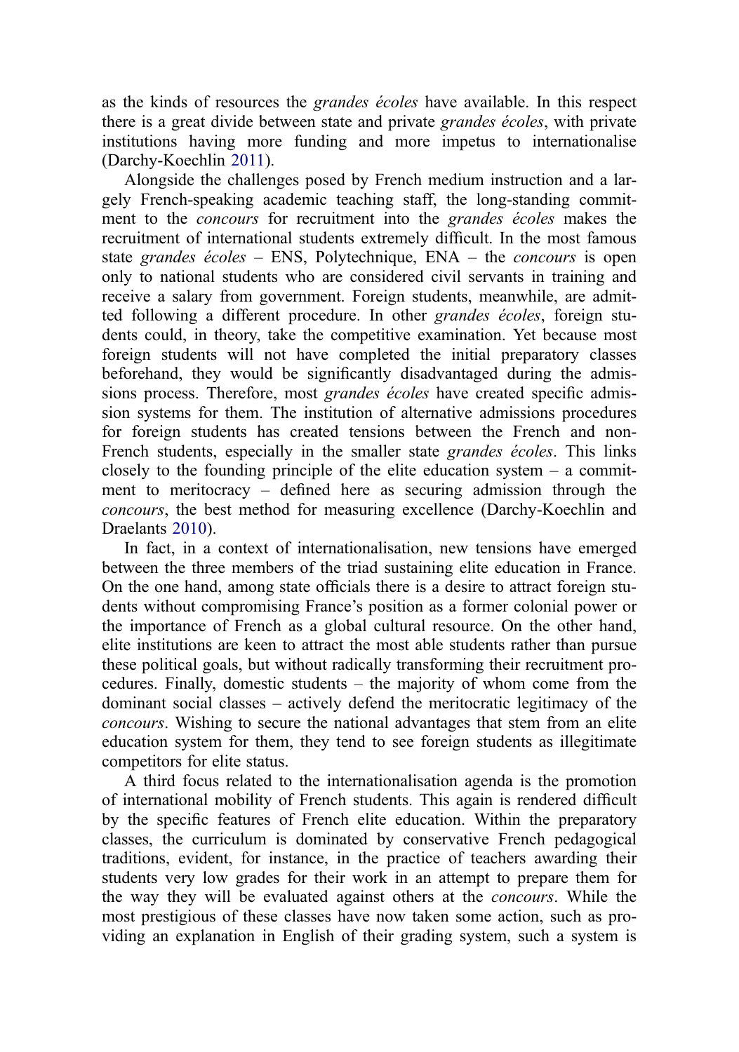as the kinds of resources the *grandes écoles* have available. In this respect there is a great divide between state and private *grandes écoles*, with private institutions having more funding and more impetus to internationalise (Darchy-Koechlin 2011).

Alongside the challenges posed by French medium instruction and a largely French-speaking academic teaching staff, the long-standing commitment to the *concours* for recruitment into the *grandes écoles* makes the recruitment of international students extremely difficult. In the most famous state *grandes écoles* – ENS, Polytechnique, ENA – the *concours* is open only to national students who are considered civil servants in training and receive a salary from government. Foreign students, meanwhile, are admitted following a different procedure. In other *grandes écoles*, foreign students could, in theory, take the competitive examination. Yet because most foreign students will not have completed the initial preparatory classes beforehand, they would be significantly disadvantaged during the admissions process. Therefore, most *grandes écoles* have created specific admission systems for them. The institution of alternative admissions procedures for foreign students has created tensions between the French and non-French students, especially in the smaller state *grandes écoles*. This links closely to the founding principle of the elite education system – a commitment to meritocracy – defined here as securing admission through the *concours*, the best method for measuring excellence (Darchy-Koechlin and Draelants 2010).

In fact, in a context of internationalisation, new tensions have emerged between the three members of the triad sustaining elite education in France. On the one hand, among state officials there is a desire to attract foreign students without compromising France's position as a former colonial power or the importance of French as a global cultural resource. On the other hand, elite institutions are keen to attract the most able students rather than pursue these political goals, but without radically transforming their recruitment procedures. Finally, domestic students – the majority of whom come from the dominant social classes – actively defend the meritocratic legitimacy of the *concours*. Wishing to secure the national advantages that stem from an elite education system for them, they tend to see foreign students as illegitimate competitors for elite status.

A third focus related to the internationalisation agenda is the promotion of international mobility of French students. This again is rendered difficult by the specific features of French elite education. Within the preparatory classes, the curriculum is dominated by conservative French pedagogical traditions, evident, for instance, in the practice of teachers awarding their students very low grades for their work in an attempt to prepare them for the way they will be evaluated against others at the *concours*. While the most prestigious of these classes have now taken some action, such as providing an explanation in English of their grading system, such a system is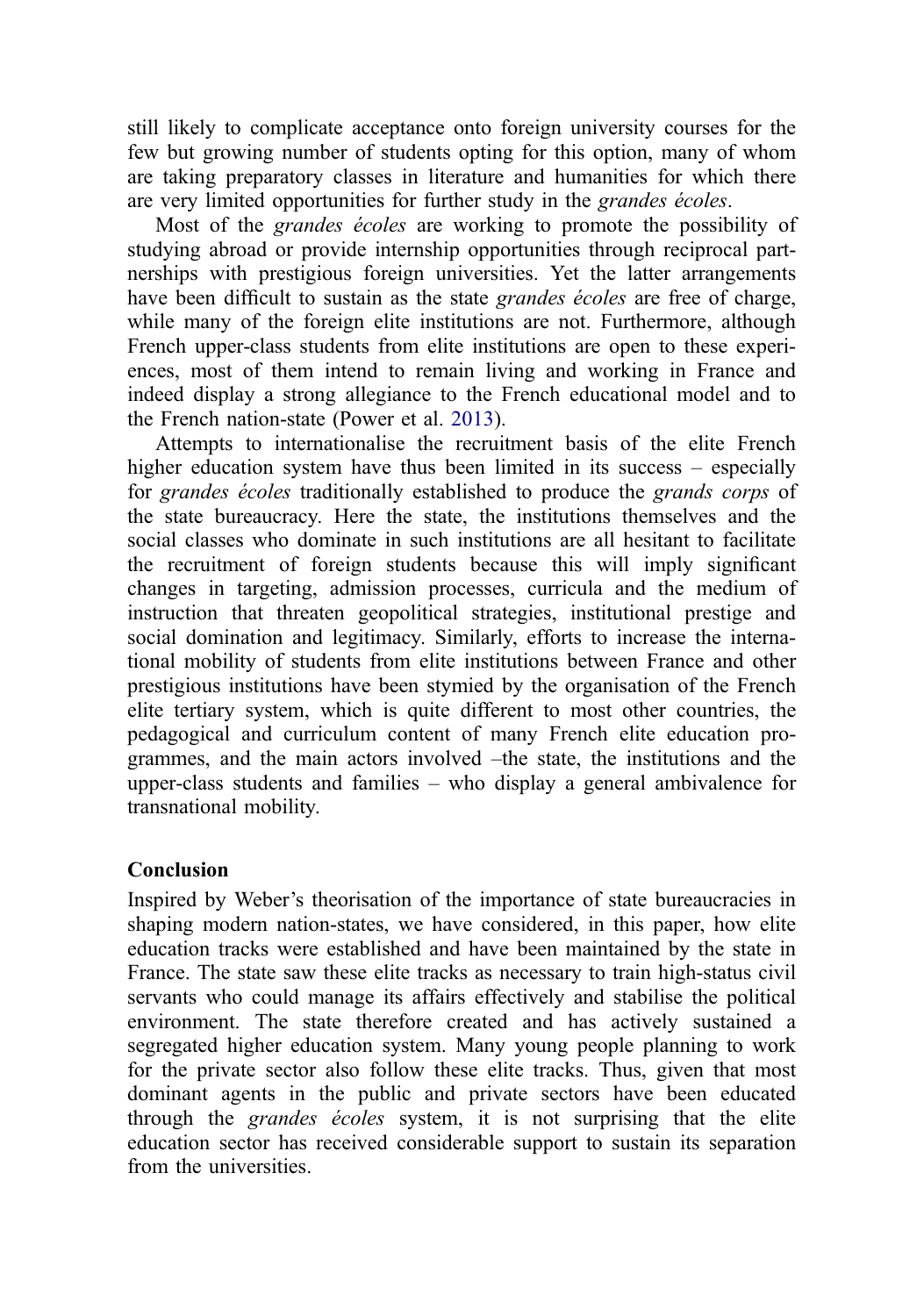still likely to complicate acceptance onto foreign university courses for the few but growing number of students opting for this option, many of whom are taking preparatory classes in literature and humanities for which there are very limited opportunities for further study in the *grandes écoles*.

Most of the *grandes écoles* are working to promote the possibility of studying abroad or provide internship opportunities through reciprocal partnerships with prestigious foreign universities. Yet the latter arrangements have been difficult to sustain as the state *grandes écoles* are free of charge, while many of the foreign elite institutions are not. Furthermore, although French upper-class students from elite institutions are open to these experiences, most of them intend to remain living and working in France and indeed display a strong allegiance to the French educational model and to the French nation-state (Power et al. 2013).

Attempts to internationalise the recruitment basis of the elite French higher education system have thus been limited in its success – especially for *grandes écoles* traditionally established to produce the *grands corps* of the state bureaucracy. Here the state, the institutions themselves and the social classes who dominate in such institutions are all hesitant to facilitate the recruitment of foreign students because this will imply significant changes in targeting, admission processes, curricula and the medium of instruction that threaten geopolitical strategies, institutional prestige and social domination and legitimacy. Similarly, efforts to increase the international mobility of students from elite institutions between France and other prestigious institutions have been stymied by the organisation of the French elite tertiary system, which is quite different to most other countries, the pedagogical and curriculum content of many French elite education programmes, and the main actors involved –the state, the institutions and the upper-class students and families – who display a general ambivalence for transnational mobility.

## Conclusion

Inspired by Weber's theorisation of the importance of state bureaucracies in shaping modern nation-states, we have considered, in this paper, how elite education tracks were established and have been maintained by the state in France. The state saw these elite tracks as necessary to train high-status civil servants who could manage its affairs effectively and stabilise the political environment. The state therefore created and has actively sustained a segregated higher education system. Many young people planning to work for the private sector also follow these elite tracks. Thus, given that most dominant agents in the public and private sectors have been educated through the *grandes écoles* system, it is not surprising that the elite education sector has received considerable support to sustain its separation from the universities.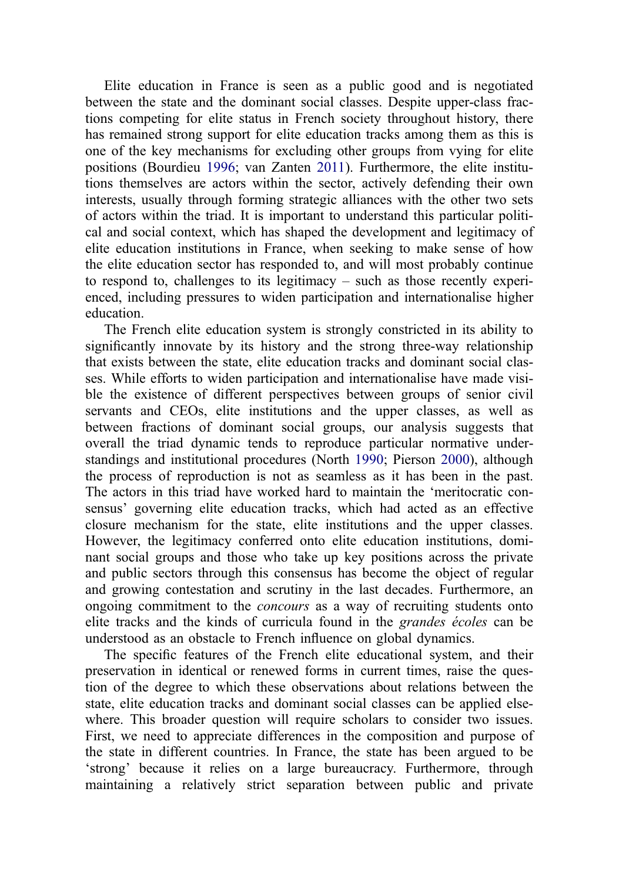Elite education in France is seen as a public good and is negotiated between the state and the dominant social classes. Despite upper-class fractions competing for elite status in French society throughout history, there has remained strong support for elite education tracks among them as this is one of the key mechanisms for excluding other groups from vying for elite positions (Bourdieu 1996; van Zanten 2011). Furthermore, the elite institutions themselves are actors within the sector, actively defending their own interests, usually through forming strategic alliances with the other two sets of actors within the triad. It is important to understand this particular political and social context, which has shaped the development and legitimacy of elite education institutions in France, when seeking to make sense of how the elite education sector has responded to, and will most probably continue to respond to, challenges to its legitimacy – such as those recently experienced, including pressures to widen participation and internationalise higher education.

The French elite education system is strongly constricted in its ability to significantly innovate by its history and the strong three-way relationship that exists between the state, elite education tracks and dominant social classes. While efforts to widen participation and internationalise have made visible the existence of different perspectives between groups of senior civil servants and CEOs, elite institutions and the upper classes, as well as between fractions of dominant social groups, our analysis suggests that overall the triad dynamic tends to reproduce particular normative understandings and institutional procedures (North 1990; Pierson 2000), although the process of reproduction is not as seamless as it has been in the past. The actors in this triad have worked hard to maintain the 'meritocratic consensus' governing elite education tracks, which had acted as an effective closure mechanism for the state, elite institutions and the upper classes. However, the legitimacy conferred onto elite education institutions, dominant social groups and those who take up key positions across the private and public sectors through this consensus has become the object of regular and growing contestation and scrutiny in the last decades. Furthermore, an ongoing commitment to the *concours* as a way of recruiting students onto elite tracks and the kinds of curricula found in the *grandes écoles* can be understood as an obstacle to French influence on global dynamics.

The specific features of the French elite educational system, and their preservation in identical or renewed forms in current times, raise the question of the degree to which these observations about relations between the state, elite education tracks and dominant social classes can be applied elsewhere. This broader question will require scholars to consider two issues. First, we need to appreciate differences in the composition and purpose of the state in different countries. In France, the state has been argued to be 'strong' because it relies on a large bureaucracy. Furthermore, through maintaining a relatively strict separation between public and private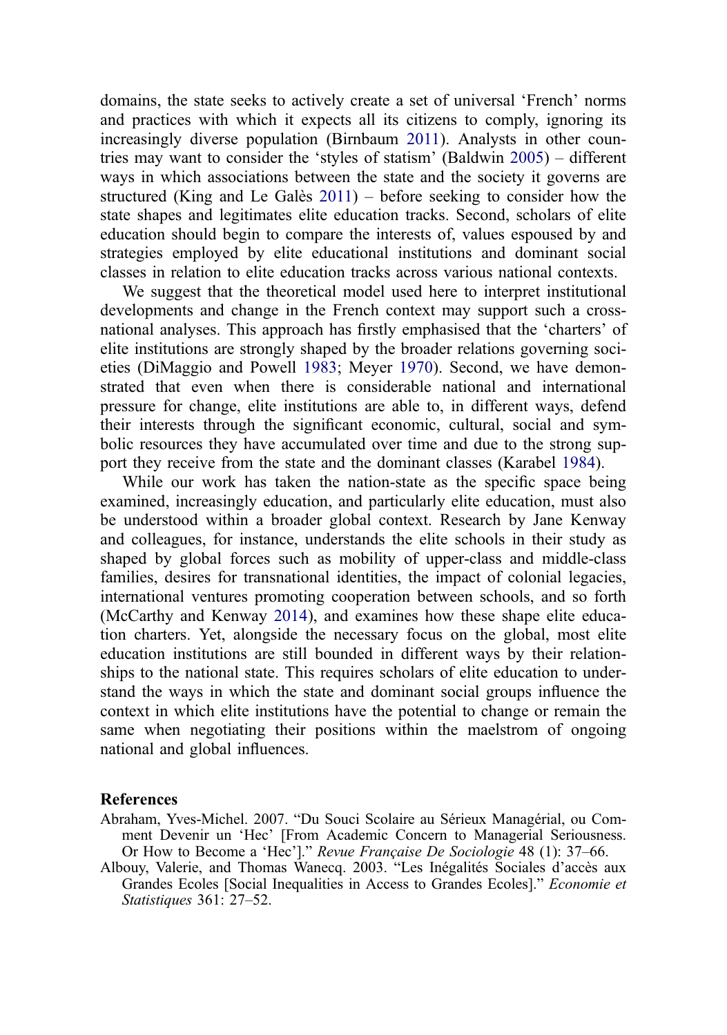domains, the state seeks to actively create a set of universal 'French' norms and practices with which it expects all its citizens to comply, ignoring its increasingly diverse population (Birnbaum 2011). Analysts in other countries may want to consider the 'styles of statism' (Baldwin 2005) – different ways in which associations between the state and the society it governs are structured (King and Le Galès 2011) – before seeking to consider how the state shapes and legitimates elite education tracks. Second, scholars of elite education should begin to compare the interests of, values espoused by and strategies employed by elite educational institutions and dominant social classes in relation to elite education tracks across various national contexts.

We suggest that the theoretical model used here to interpret institutional developments and change in the French context may support such a cross-national analyses. This approach has firstly emphasised that the 'charters' of elite institutions are strongly shaped by the broader relations governing societies (DiMaggio and Powell 1983; Meyer 1970). Second, we have demonstrated that even when there is considerable national and international pressure for change, elite institutions are able to, in different ways, defend their interests through the significant economic, cultural, social and symbolic resources they have accumulated over time and due to the strong support they receive from the state and the dominant classes (Karabel 1984).

While our work has taken the nation-state as the specific space being examined, increasingly education, and particularly elite education, must also be understood within a broader global context. Research by Jane Kenway and colleagues, for instance, understands the elite schools in their study as shaped by global forces such as mobility of upper-class and middle-class families, desires for transnational identities, the impact of colonial legacies, international ventures promoting cooperation between schools, and so forth (McCarthy and Kenway 2014), and examines how these shape elite education charters. Yet, alongside the necessary focus on the global, most elite education institutions are still bounded in different ways by their relationships to the national state. This requires scholars of elite education to understand the ways in which the state and dominant social groups influence the context in which elite institutions have the potential to change or remain the same when negotiating their positions within the maelstrom of ongoing national and global influences.

## References

Abraham, Yves-Michel. 2007. "Du Souci Scolaire au Sérieux Managérial, ou Comment Devenir un 'Hec' [From Academic Concern to Managerial Seriousness. Or How to Become a 'Hec']." *Revue Française De Sociologie* 48 (1): 37–66.

Albouy, Valerie, and Thomas Wanecq. 2003. "Les Inégalités Sociales d'accès aux Grandes Ecoles [Social Inequalities in Access to Grandes Ecoles]." *Economie et Statistiques* 361: 27–52.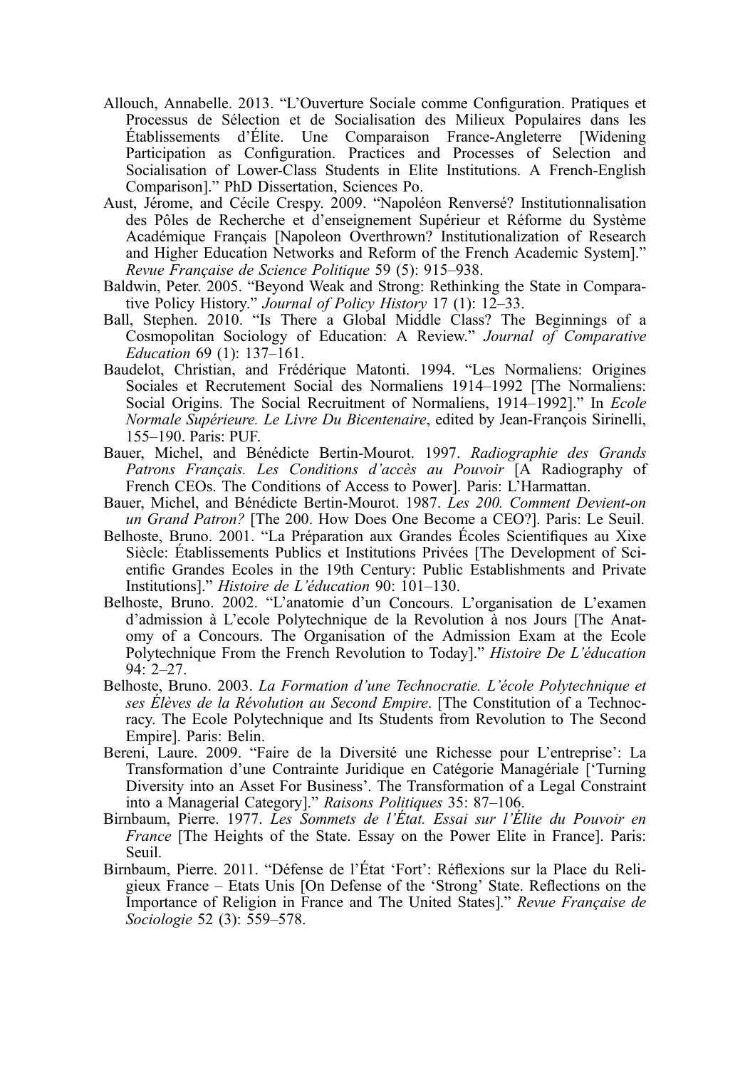Allouch, Annabelle. 2013. “L’Ouverture Sociale comme Configuration. Pratiques et Processus de Sélection et de Socialisation des Milieux Populaires dans les Établissements d’Élite. Une Comparaison France-Angleterre [Widening Participation as Configuration. Practices and Processes of Selection and Socialisation of Lower-Class Students in Elite Institutions. A French-English Comparison].” PhD Dissertation, Sciences Po.

Aust, Jérome, and Cécile Crespy. 2009. “Napoléon Renversé? Institutionnalisation des Pôles de Recherche et d’enseignement Supérieur et Réforme du Système Académique Français [Napoleon Overthrown? Institutionalization of Research and Higher Education Networks and Reform of the French Academic System].” *Revue Française de Science Politique* 59 (5): 915–938.

Baldwin, Peter. 2005. “Beyond Weak and Strong: Rethinking the State in Comparative Policy History.” *Journal of Policy History* 17 (1): 12–33.

Ball, Stephen. 2010. “Is There a Global Middle Class? The Beginnings of a Cosmopolitan Sociology of Education: A Review.” *Journal of Comparative Education* 69 (1): 137–161.

Baudelot, Christian, and Frédérique Matonti. 1994. “Les Normaliens: Origines Sociales et Recrutement Social des Normaliens 1914–1992 [The Normaliens: Social Origins. The Social Recruitment of Normaliens, 1914–1992].” In *Ecole Normale Supérieure. Le Livre Du Bicentenaire*, edited by Jean-François Sirinelli, 155–190. Paris: PUF.

Bauer, Michel, and Bénédicte Bertin-Mourot. 1997. *Radiographie des Grands Patrons Français. Les Conditions d’accès au Pouvoir* [A Radiography of French CEOs. The Conditions of Access to Power]. Paris: L’Harmattan.

Bauer, Michel, and Bénédicte Bertin-Mourot. 1987. *Les 200. Comment Devient-on un Grand Patron?* [The 200. How Does One Become a CEO?]. Paris: Le Seuil.

Belhoste, Bruno. 2001. “La Préparation aux Grandes Écoles Scientifiques au Xixe Siècle: Établissements Publics et Institutions Privées [The Development of Scientific Grandes Ecoles in the 19th Century: Public Establishments and Private Institutions].” *Histoire de L’éducation* 90: 101–130.

Belhoste, Bruno. 2002. “L’anatomie d’un Concours. L’organisation de L’examen d’admission à L’ecole Polytechnique de la Revolution à nos Jours [The Anatomy of a Concours. The Organisation of the Admission Exam at the Ecole Polytechnique From the French Revolution to Today].” *Histoire De L’éducation* 94: 2–27.

Belhoste, Bruno. 2003. *La Formation d’une Technocratie. L’école Polytechnique et ses Élèves de la Révolution au Second Empire*. [The Constitution of a Technocracy. The Ecole Polytechnique and Its Students from Revolution to The Second Empire]. Paris: Belin.

Bereni, Laure. 2009. “Faire de la Diversité une Richesse pour L’entreprise’: La Transformation d’une Contrainte Juridique en Catégorie Managériale [‘Turning Diversity into an Asset For Business’. The Transformation of a Legal Constraint into a Managerial Category].” *Raisons Politiques* 35: 87–106.

Birnbaum, Pierre. 1977. *Les Sommets de l’État. Essai sur l’Élite du Pouvoir en France* [The Heights of the State. Essay on the Power Elite in France]. Paris: Seuil.

Birnbaum, Pierre. 2011. “Défense de l’État ‘Fort’: Réflexions sur la Place du Religieux France – Etats Unis [On Defense of the ‘Strong’ State. Reflections on the Importance of Religion in France and The United States].” *Revue Française de Sociologie* 52 (3): 559–578.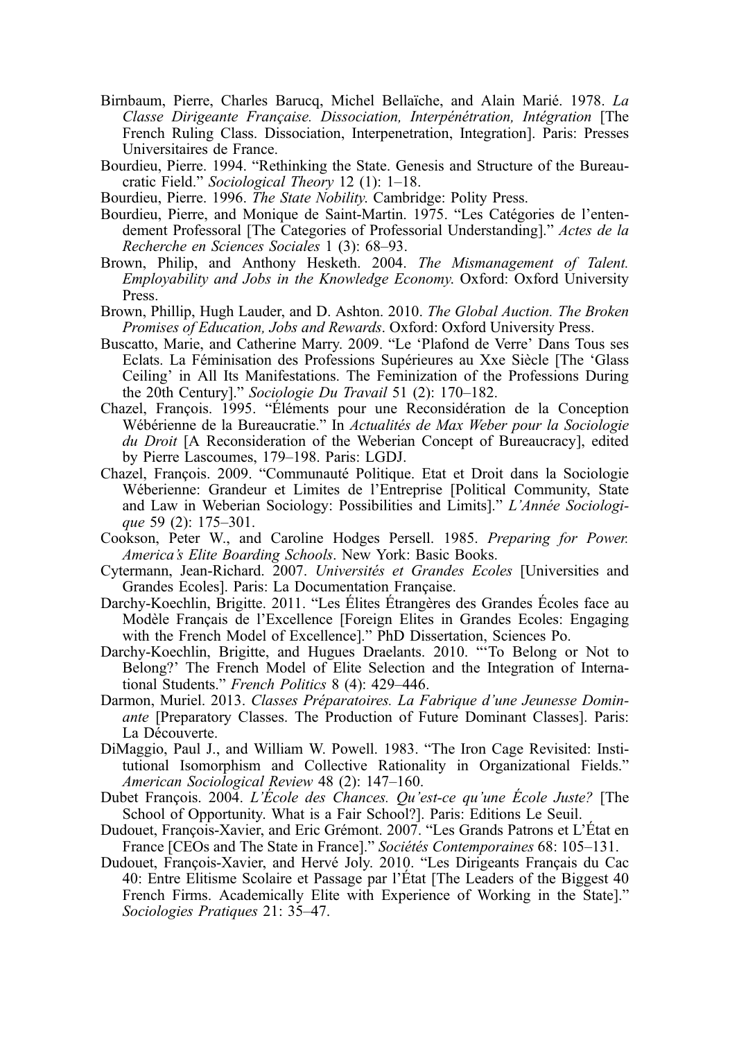Birnbaum, Pierre, Charles Barucq, Michel Bellaïche, and Alain Marié. 1978. *La Classe Dirigeante Française. Dissociation, Interpénétration, Intégration* [The French Ruling Class. Dissociation, Interpenetration, Integration]. Paris: Presses Universitaires de France.

Bourdieu, Pierre. 1994. "Rethinking the State. Genesis and Structure of the Bureaucratic Field." *Sociological Theory* 12 (1): 1–18.

Bourdieu, Pierre. 1996. *The State Nobility*. Cambridge: Polity Press.

Bourdieu, Pierre, and Monique de Saint-Martin. 1975. "Les Catégories de l'entendement Professoral [The Categories of Professorial Understanding]." *Actes de la Recherche en Sciences Sociales* 1 (3): 68–93.

Brown, Philip, and Anthony Hesketh. 2004. *The Mismanagement of Talent. Employability and Jobs in the Knowledge Economy*. Oxford: Oxford University Press.

Brown, Phillip, Hugh Lauder, and D. Ashton. 2010. *The Global Auction. The Broken Promises of Education, Jobs and Rewards*. Oxford: Oxford University Press.

Buscatto, Marie, and Catherine Marry. 2009. "Le 'Plafond de Verre' Dans Tous ses Eclats. La Féminisation des Professions Supérieures au Xxe Siècle [The 'Glass Ceiling' in All Its Manifestations. The Feminization of the Professions During the 20th Century]." *Sociologie Du Travail* 51 (2): 170–182.

Chazel, François. 1995. "Éléments pour une Reconsidération de la Conception Wébérienne de la Bureaucratie." In *Actualités de Max Weber pour la Sociologie du Droit* [A Reconsideration of the Weberian Concept of Bureaucracy], edited by Pierre Lascoumes, 179–198. Paris: LGDJ.

Chazel, François. 2009. "Communauté Politique. Etat et Droit dans la Sociologie Wéberienne: Grandeur et Limites de l'Entreprise [Political Community, State and Law in Weberian Sociology: Possibilities and Limits]." *L'Année Sociologique* 59 (2): 175–301.

Cookson, Peter W., and Caroline Hodges Persell. 1985. *Preparing for Power. America's Elite Boarding Schools*. New York: Basic Books.

Cytermann, Jean-Richard. 2007. *Universités et Grandes Ecoles* [Universities and Grandes Ecoles]. Paris: La Documentation Française.

Darchy-Koechlin, Brigitte. 2011. "Les Élites Étrangères des Grandes Écoles face au Modèle Français de l'Excellence [Foreign Elites in Grandes Ecoles: Engaging with the French Model of Excellence]." PhD Dissertation, Sciences Po.

Darchy-Koechlin, Brigitte, and Hugues Draelants. 2010. "'To Belong or Not to Belong?' The French Model of Elite Selection and the Integration of International Students." *French Politics* 8 (4): 429–446.

Darmon, Muriel. 2013. *Classes Préparatoires. La Fabrique d'une Jeunesse Dominante* [Preparatory Classes. The Production of Future Dominant Classes]. Paris: La Découverte.

DiMaggio, Paul J., and William W. Powell. 1983. "The Iron Cage Revisited: Institutional Isomorphism and Collective Rationality in Organizational Fields." *American Sociological Review* 48 (2): 147–160.

Dubet François. 2004. *L'École des Chances. Qu'est-ce qu'une École Juste?* [The School of Opportunity. What is a Fair School?]. Paris: Editions Le Seuil.

Dudouet, François-Xavier, and Eric Grémont. 2007. "Les Grands Patrons et L'État en France [CEOs and The State in France]." *Sociétés Contemporaines* 68: 105–131.

Dudouet, François-Xavier, and Hervé Joly. 2010. "Les Dirigeants Français du Cac 40: Entre Elitisme Scolaire et Passage par l'État [The Leaders of the Biggest 40 French Firms. Academically Elite with Experience of Working in the State]." *Sociologies Pratiques* 21: 35–47.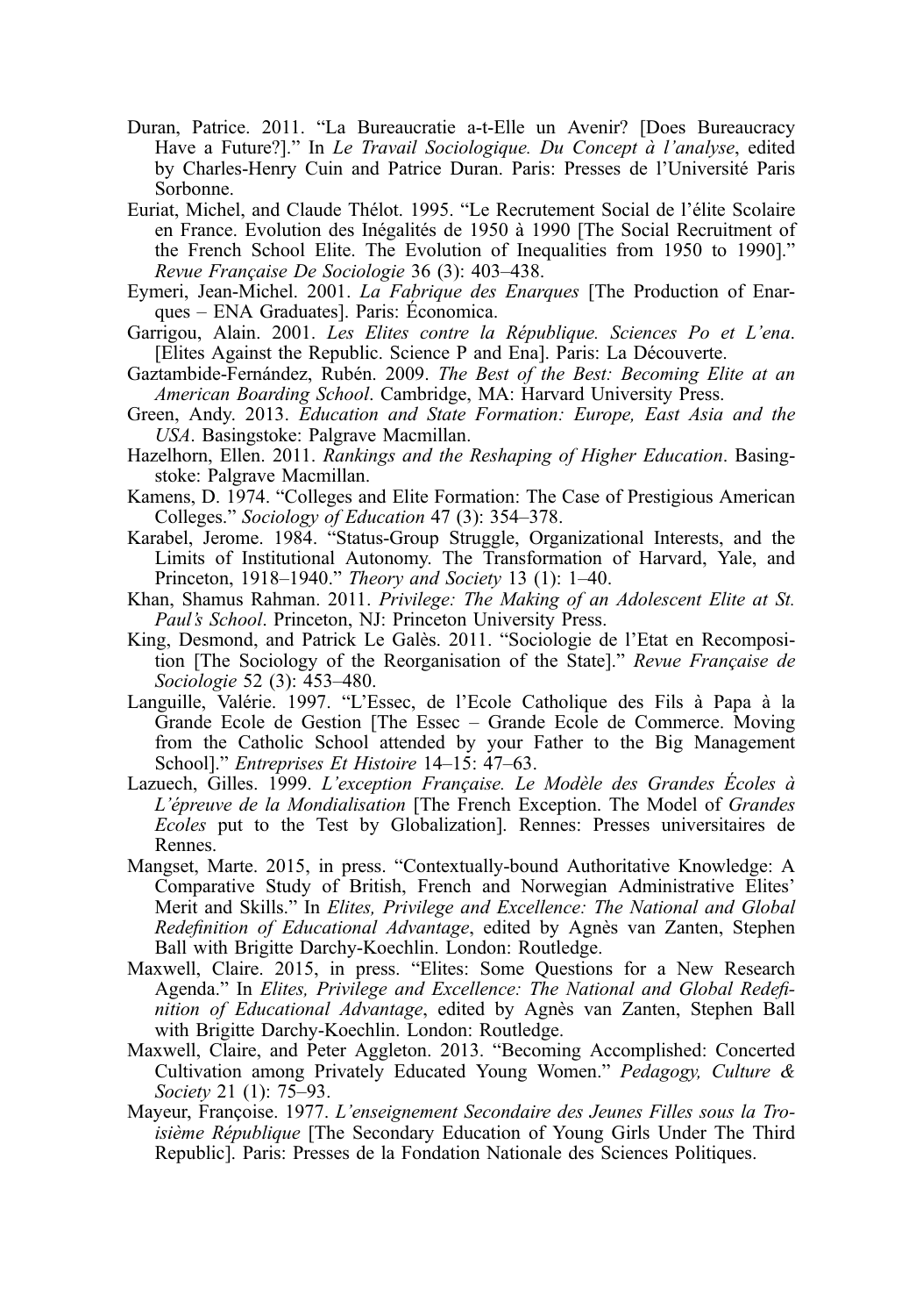Duran, Patrice. 2011. "La Bureaucratie a-t-Elle un Avenir? [Does Bureaucracy Have a Future?]." In *Le Travail Sociologique. Du Concept à l'analyse*, edited by Charles-Henry Cuin and Patrice Duran. Paris: Presses de l'Université Paris Sorbonne.

Euriat, Michel, and Claude Thélot. 1995. "Le Recrutement Social de l'élite Scolaire en France. Evolution des Inégalités de 1950 à 1990 [The Social Recruitment of the French School Elite. The Evolution of Inequalities from 1950 to 1990]." *Revue Française De Sociologie* 36 (3): 403–438.

Eymeri, Jean-Michel. 2001. *La Fabrique des Enarques* [The Production of Enarques – ENA Graduates]. Paris: Économica.

Garrigou, Alain. 2001. *Les Elites contre la République. Sciences Po et L'ena*. [Elites Against the Republic. Science P and Ena]. Paris: La Découverte.

Gaztambide-Fernández, Rubén. 2009. *The Best of the Best: Becoming Elite at an American Boarding School*. Cambridge, MA: Harvard University Press.

Green, Andy. 2013. *Education and State Formation: Europe, East Asia and the USA*. Basingstoke: Palgrave Macmillan.

Hazelhorn, Ellen. 2011. *Rankings and the Reshaping of Higher Education*. Basingstoke: Palgrave Macmillan.

Kamens, D. 1974. "Colleges and Elite Formation: The Case of Prestigious American Colleges." *Sociology of Education* 47 (3): 354–378.

Karabel, Jerome. 1984. "Status-Group Struggle, Organizational Interests, and the Limits of Institutional Autonomy. The Transformation of Harvard, Yale, and Princeton, 1918–1940." *Theory and Society* 13 (1): 1–40.

Khan, Shamus Rahman. 2011. *Privilege: The Making of an Adolescent Elite at St. Paul's School*. Princeton, NJ: Princeton University Press.

King, Desmond, and Patrick Le Galès. 2011. "Sociologie de l'Etat en Recomposition [The Sociology of the Reorganisation of the State]." *Revue Française de Sociologie* 52 (3): 453–480.

Languille, Valérie. 1997. "L'Essec, de l'Ecole Catholique des Fils à Papa à la Grande Ecole de Gestion [The Essec – Grande Ecole de Commerce. Moving from the Catholic School attended by your Father to the Big Management School]." *Entreprises Et Histoire* 14–15: 47–63.

Lazuech, Gilles. 1999. *L'exception Française. Le Modèle des Grandes Écoles à L'épreuve de la Mondialisation* [The French Exception. The Model of *Grandes Ecoles* put to the Test by Globalization]. Rennes: Presses universitaires de Rennes.

Mangset, Marte. 2015, in press. "Contextually-bound Authoritative Knowledge: A Comparative Study of British, French and Norwegian Administrative Elites' Merit and Skills." In *Elites, Privilege and Excellence: The National and Global Redefinition of Educational Advantage*, edited by Agnès van Zanten, Stephen Ball with Brigitte Darchy-Koechlin. London: Routledge.

Maxwell, Claire. 2015, in press. "Elites: Some Questions for a New Research Agenda." In *Elites, Privilege and Excellence: The National and Global Redefinition of Educational Advantage*, edited by Agnès van Zanten, Stephen Ball with Brigitte Darchy-Koechlin. London: Routledge.

Maxwell, Claire, and Peter Aggleton. 2013. "Becoming Accomplished: Concerted Cultivation among Privately Educated Young Women." *Pedagogy, Culture & Society* 21 (1): 75–93.

Mayeur, Françoise. 1977. *L'enseignement Secondaire des Jeunes Filles sous la Troisième République* [The Secondary Education of Young Girls Under The Third Republic]. Paris: Presses de la Fondation Nationale des Sciences Politiques.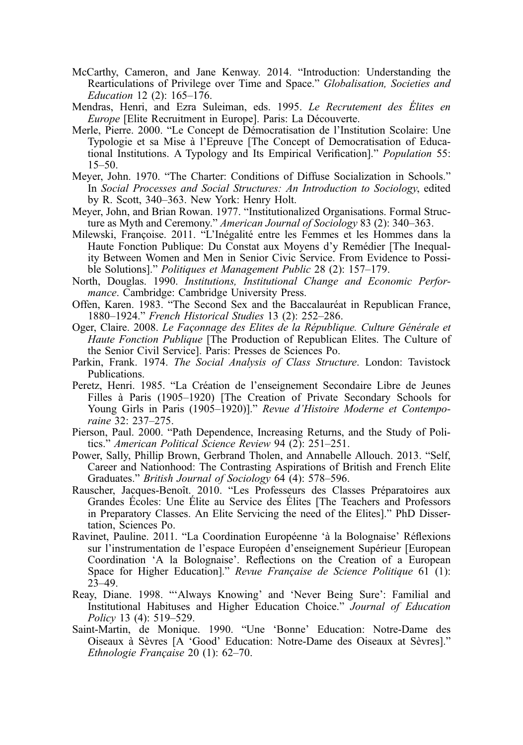McCarthy, Cameron, and Jane Kenway. 2014. "Introduction: Understanding the Rearticulations of Privilege over Time and Space." *Globalisation, Societies and Education* 12 (2): 165–176.

Mendras, Henri, and Ezra Suleiman, eds. 1995. *Le Recrutement des Élites en Europe* [Elite Recruitment in Europe]. Paris: La Découverte.

Merle, Pierre. 2000. "Le Concept de Démocratisation de l'Institution Scolaire: Une Typologie et sa Mise à l'Epreuve [The Concept of Democratisation of Educational Institutions. A Typology and Its Empirical Verification]." *Population* 55: 15–50.

Meyer, John. 1970. "The Charter: Conditions of Diffuse Socialization in Schools." In *Social Processes and Social Structures: An Introduction to Sociology*, edited by R. Scott, 340–363. New York: Henry Holt.

Meyer, John, and Brian Rowan. 1977. "Institutionalized Organisations. Formal Structure as Myth and Ceremony." *American Journal of Sociology* 83 (2): 340–363.

Milewski, Françoise. 2011. "L'Inégalité entre les Femmes et les Hommes dans la Haute Fonction Publique: Du Constat aux Moyens d'y Remédier [The Inequality Between Women and Men in Senior Civic Service. From Evidence to Possible Solutions]." *Politiques et Management Public* 28 (2): 157–179.

North, Douglas. 1990. *Institutions, Institutional Change and Economic Performance*. Cambridge: Cambridge University Press.

Offen, Karen. 1983. "The Second Sex and the Baccalauréat in Republican France, 1880–1924." *French Historical Studies* 13 (2): 252–286.

Oger, Claire. 2008. *Le Façonnage des Elites de la République. Culture Générale et Haute Fonction Publique* [The Production of Republican Elites. The Culture of the Senior Civil Service]. Paris: Presses de Sciences Po.

Parkin, Frank. 1974. *The Social Analysis of Class Structure*. London: Tavistock Publications.

Peretz, Henri. 1985. "La Création de l'enseignement Secondaire Libre de Jeunes Filles à Paris (1905–1920) [The Creation of Private Secondary Schools for Young Girls in Paris (1905–1920)]." *Revue d'Histoire Moderne et Contemporaine* 32: 237–275.

Pierson, Paul. 2000. "Path Dependence, Increasing Returns, and the Study of Politics." *American Political Science Review* 94 (2): 251–251.

Power, Sally, Phillip Brown, Gerbrand Tholen, and Annabelle Allouch. 2013. "Self, Career and Nationhood: The Contrasting Aspirations of British and French Elite Graduates." *British Journal of Sociology* 64 (4): 578–596.

Rauscher, Jacques-Benoît. 2010. "Les Professeurs des Classes Préparatoires aux Grandes Écoles: Une Élite au Service des Élites [The Teachers and Professors in Preparatory Classes. An Elite Servicing the need of the Elites]." PhD Dissertation, Sciences Po.

Ravinet, Pauline. 2011. "La Coordination Européenne 'à la Bolognaise' Réflexions sur l'instrumentation de l'espace Européen d'enseignement Supérieur [European Coordination 'A la Bolognaise'. Reflections on the Creation of a European Space for Higher Education]." *Revue Française de Science Politique* 61 (1): 23–49.

Reay, Diane. 1998. "'Always Knowing' and 'Never Being Sure': Familial and Institutional Habituses and Higher Education Choice." *Journal of Education Policy* 13 (4): 519–529.

Saint-Martin, de Monique. 1990. "Une 'Bonne' Education: Notre-Dame des Oiseaux à Sèvres [A 'Good' Education: Notre-Dame des Oiseaux at Sèvres]." *Ethnologie Française* 20 (1): 62–70.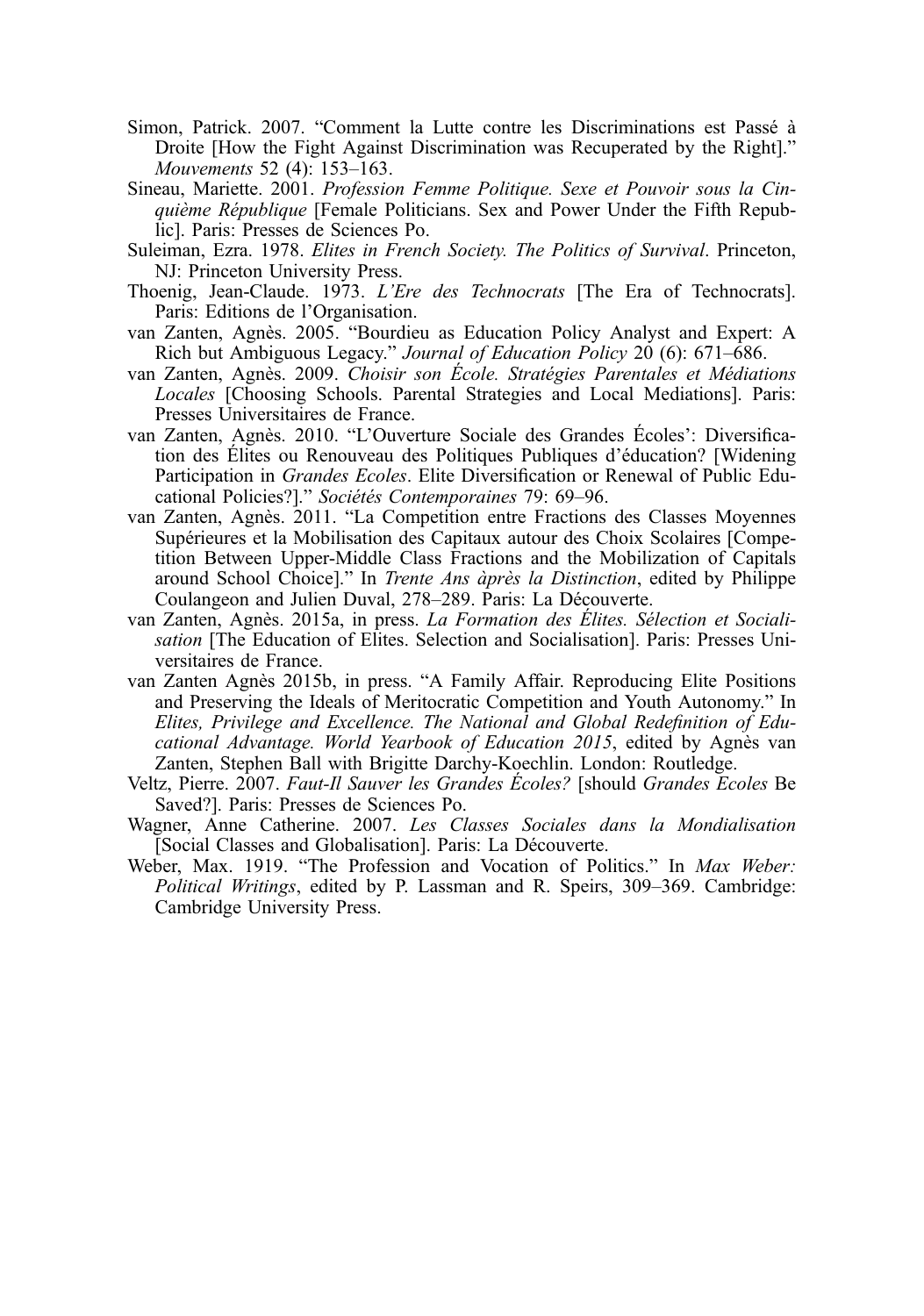Simon, Patrick. 2007. "Comment la Lutte contre les Discriminations est Passé à Droite [How the Fight Against Discrimination was Recuperated by the Right]." *Mouvements* 52 (4): 153–163.

Sineau, Mariette. 2001. *Profession Femme Politique. Sexe et Pouvoir sous la Cinquième République* [Female Politicians. Sex and Power Under the Fifth Republic]. Paris: Presses de Sciences Po.

Suleiman, Ezra. 1978. *Elites in French Society. The Politics of Survival*. Princeton, NJ: Princeton University Press.

Thoenig, Jean-Claude. 1973. *L'Ere des Technocrats* [The Era of Technocrats]. Paris: Editions de l'Organisation.

van Zanten, Agnès. 2005. "Bourdieu as Education Policy Analyst and Expert: A Rich but Ambiguous Legacy." *Journal of Education Policy* 20 (6): 671–686.

van Zanten, Agnès. 2009. *Choisir son École. Stratégies Parentales et Médiations Locales* [Choosing Schools. Parental Strategies and Local Mediations]. Paris: Presses Universitaires de France.

van Zanten, Agnès. 2010. "L'Ouverture Sociale des Grandes Écoles': Diversification des Élites ou Renouveau des Politiques Publiques d'éducation? [Widening Participation in *Grandes Ecoles*. Elite Diversification or Renewal of Public Educational Policies?]." *Sociétés Contemporaines* 79: 69–96.

van Zanten, Agnès. 2011. "La Competition entre Fractions des Classes Moyennes Supérieures et la Mobilisation des Capitaux autour des Choix Scolaires [Competition Between Upper-Middle Class Fractions and the Mobilization of Capitals around School Choice]." In *Trente Ans àprès la Distinction*, edited by Philippe Coulangeon and Julien Duval, 278–289. Paris: La Découverte.

van Zanten, Agnès. 2015a, in press. *La Formation des Élites. Sélection et Socialisation* [The Education of Elites. Selection and Socialisation]. Paris: Presses Universitaires de France.

van Zanten Agnès 2015b, in press. "A Family Affair. Reproducing Elite Positions and Preserving the Ideals of Meritocratic Competition and Youth Autonomy." In *Elites, Privilege and Excellence. The National and Global Redefinition of Educational Advantage. World Yearbook of Education 2015*, edited by Agnès van Zanten, Stephen Ball with Brigitte Darchy-Koechlin. London: Routledge.

Veltz, Pierre. 2007. *Faut-Il Sauver les Grandes Écoles?* [should *Grandes Ecoles* Be Saved?]. Paris: Presses de Sciences Po.

Wagner, Anne Catherine. 2007. *Les Classes Sociales dans la Mondialisation* [Social Classes and Globalisation]. Paris: La Découverte.

Weber, Max. 1919. "The Profession and Vocation of Politics." In *Max Weber: Political Writings*, edited by P. Lassman and R. Speirs, 309–369. Cambridge: Cambridge University Press.